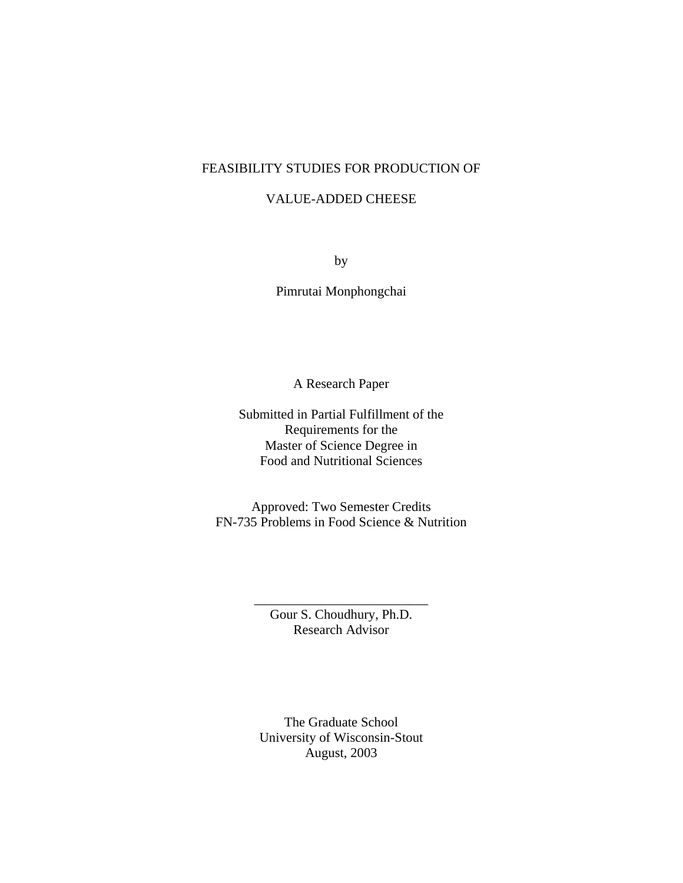# FEASIBILITY STUDIES FOR PRODUCTION OF

# VALUE-ADDED CHEESE

by

Pimrutai Monphongchai

A Research Paper

Submitted in Partial Fulfillment of the
Requirements for the
Master of Science Degree in
Food and Nutritional Sciences

Approved: Two Semester Credits
FN-735 Problems in Food Science & Nutrition

\_\_\_\_\_\_\_\_\_\_\_\_\_\_\_\_\_\_\_\_\_\_\_\_\_\_
Gour S. Choudhury, Ph.D.
Research Advisor

The Graduate School
University of Wisconsin-Stout
August, 2003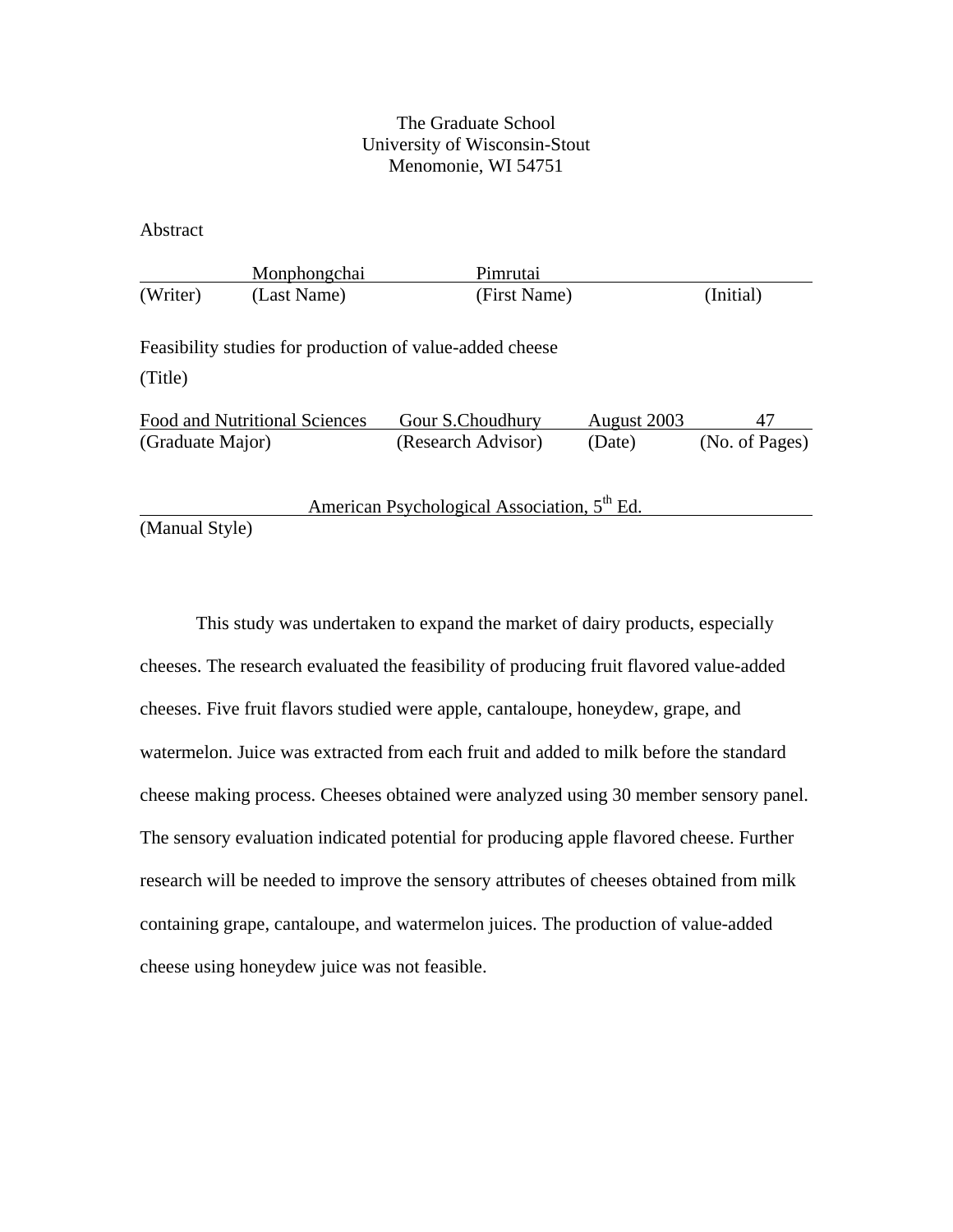The Graduate School
University of Wisconsin-Stout
Menomonie, WI 54751

Abstract

| | Monphongchai | Pimrutai | |
|---|---|---|---|
| (Writer) | (Last Name) | (First Name) | (Initial) |

Feasibility studies for production of value-added cheese

(Title)

| Food and Nutritional Sciences | Gour S.Choudhury | August 2003 | 47 |
|---|---|---|---|
| (Graduate Major) | (Research Advisor) | (Date) | (No. of Pages) |

American Psychological Association, 5th Ed.

(Manual Style)

This study was undertaken to expand the market of dairy products, especially cheeses. The research evaluated the feasibility of producing fruit flavored value-added cheeses. Five fruit flavors studied were apple, cantaloupe, honeydew, grape, and watermelon. Juice was extracted from each fruit and added to milk before the standard cheese making process. Cheeses obtained were analyzed using 30 member sensory panel. The sensory evaluation indicated potential for producing apple flavored cheese. Further research will be needed to improve the sensory attributes of cheeses obtained from milk containing grape, cantaloupe, and watermelon juices. The production of value-added cheese using honeydew juice was not feasible.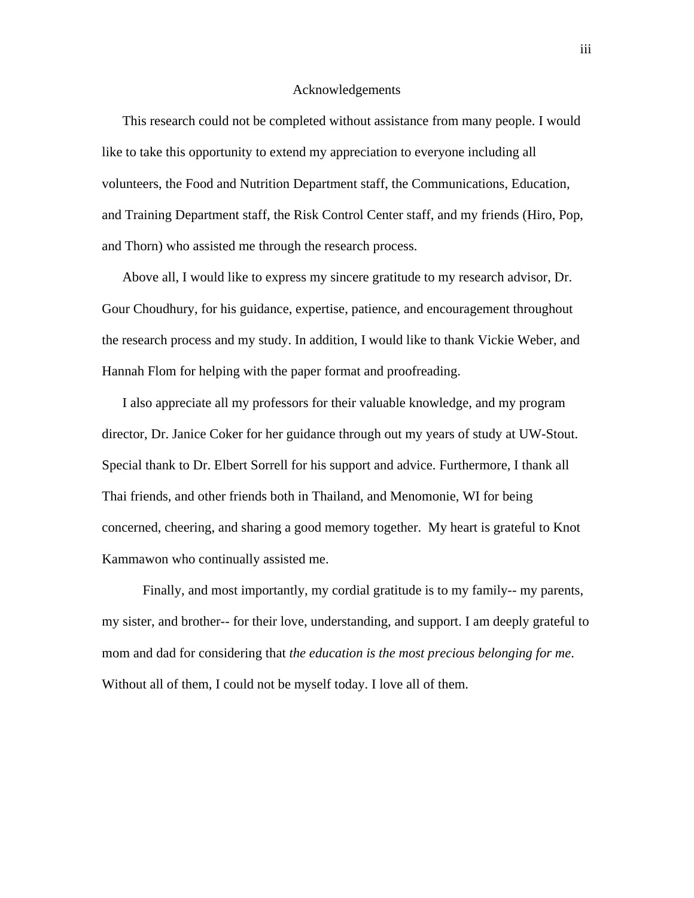# Acknowledgements

This research could not be completed without assistance from many people. I would like to take this opportunity to extend my appreciation to everyone including all volunteers, the Food and Nutrition Department staff, the Communications, Education, and Training Department staff, the Risk Control Center staff, and my friends (Hiro, Pop, and Thorn) who assisted me through the research process.

Above all, I would like to express my sincere gratitude to my research advisor, Dr. Gour Choudhury, for his guidance, expertise, patience, and encouragement throughout the research process and my study. In addition, I would like to thank Vickie Weber, and Hannah Flom for helping with the paper format and proofreading.

I also appreciate all my professors for their valuable knowledge, and my program director, Dr. Janice Coker for her guidance through out my years of study at UW-Stout. Special thank to Dr. Elbert Sorrell for his support and advice. Furthermore, I thank all Thai friends, and other friends both in Thailand, and Menomonie, WI for being concerned, cheering, and sharing a good memory together.  My heart is grateful to Knot Kammawon who continually assisted me.

Finally, and most importantly, my cordial gratitude is to my family-- my parents, my sister, and brother-- for their love, understanding, and support. I am deeply grateful to mom and dad for considering that *the education is the most precious belonging for me*. Without all of them, I could not be myself today. I love all of them.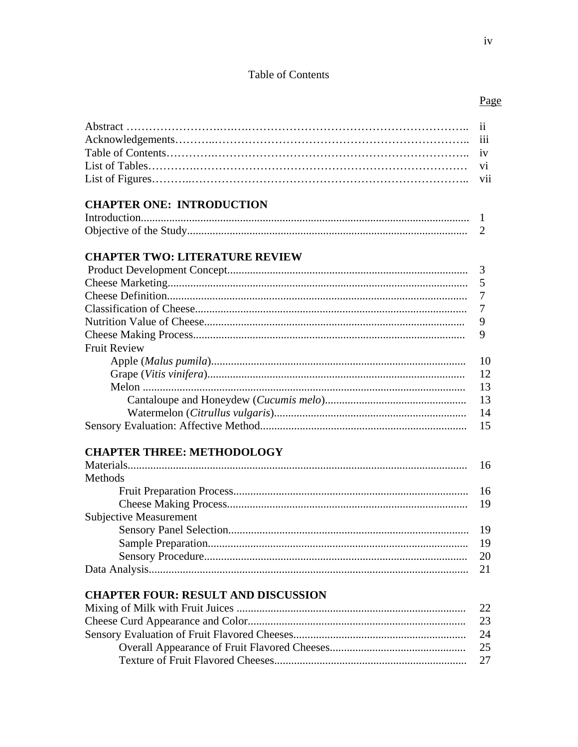Table of Contents

| | Page |
|---|---|
| Abstract | ii |
| Acknowledgements | iii |
| Table of Contents | iv |
| List of Tables | vi |
| List of Figures | vii |

**CHAPTER ONE: INTRODUCTION**

| | |
|---|---|
| Introduction | 1 |
| Objective of the Study | 2 |

**CHAPTER TWO: LITERATURE REVIEW**

| | |
|---|---|
| Product Development Concept | 3 |
| Cheese Marketing | 5 |
| Cheese Definition | 7 |
| Classification of Cheese | 7 |
| Nutrition Value of Cheese | 9 |
| Cheese Making Process | 9 |
| Fruit Review | |
| Apple (*Malus pumila*) | 10 |
| Grape (*Vitis vinifera*) | 12 |
| Melon | 13 |
| Cantaloupe and Honeydew (*Cucumis melo*) | 13 |
| Watermelon (*Citrullus vulgaris*) | 14 |
| Sensory Evaluation: Affective Method | 15 |

**CHAPTER THREE: METHODOLOGY**

| | |
|---|---|
| Materials | 16 |
| Methods | |
| Fruit Preparation Process | 16 |
| Cheese Making Process | 19 |
| Subjective Measurement | |
| Sensory Panel Selection | 19 |
| Sample Preparation | 19 |
| Sensory Procedure | 20 |
| Data Analysis | 21 |

**CHAPTER FOUR: RESULT AND DISCUSSION**

| | |
|---|---|
| Mixing of Milk with Fruit Juices | 22 |
| Cheese Curd Appearance and Color | 23 |
| Sensory Evaluation of Fruit Flavored Cheeses | 24 |
| Overall Appearance of Fruit Flavored Cheeses | 25 |
| Texture of Fruit Flavored Cheeses | 27 |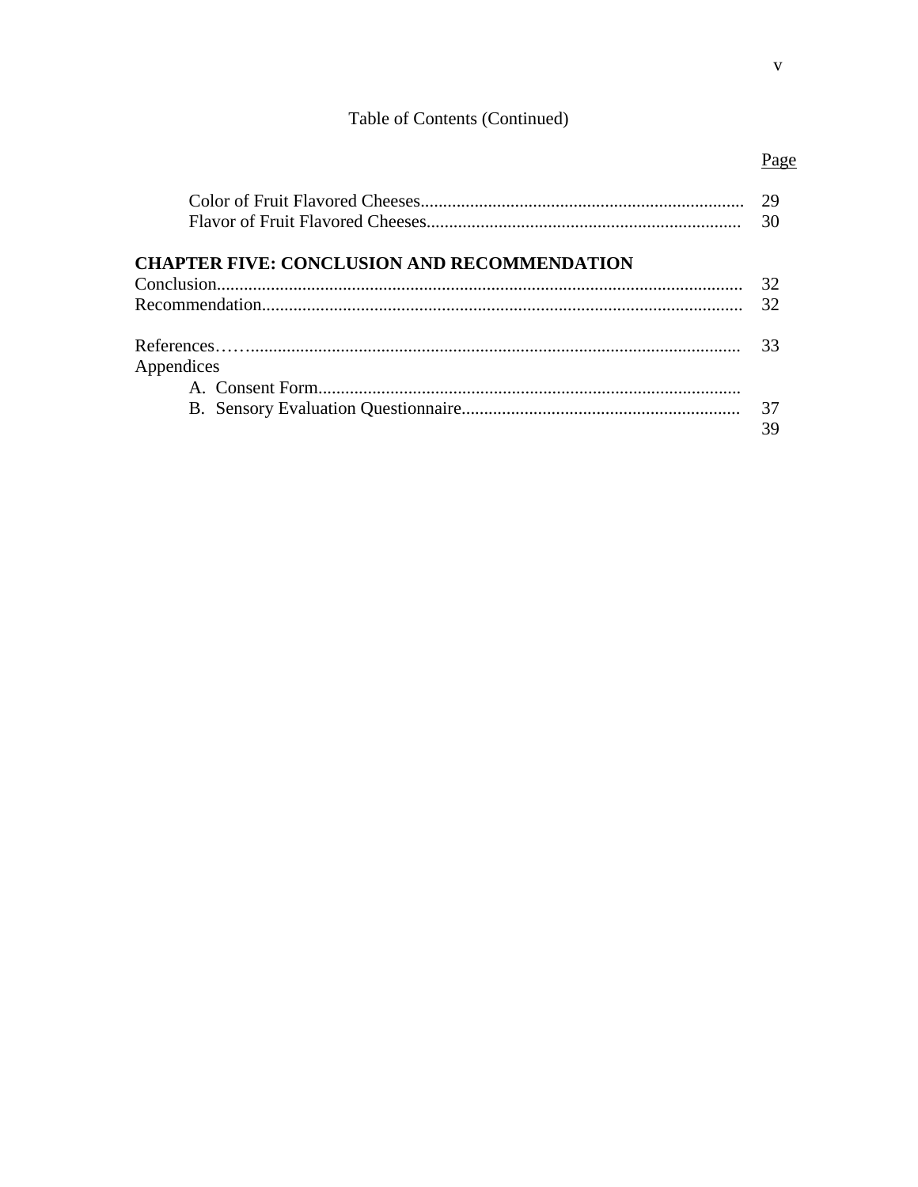Table of Contents (Continued)

| | Page |
|---|---|
| Color of Fruit Flavored Cheeses | 29 |
| Flavor of Fruit Flavored Cheeses | 30 |
| **CHAPTER FIVE: CONCLUSION AND RECOMMENDATION** | |
| Conclusion | 32 |
| Recommendation | 32 |
| References | 33 |
| Appendices | |
| A. Consent Form | 37 |
| B. Sensory Evaluation Questionnaire | 39 |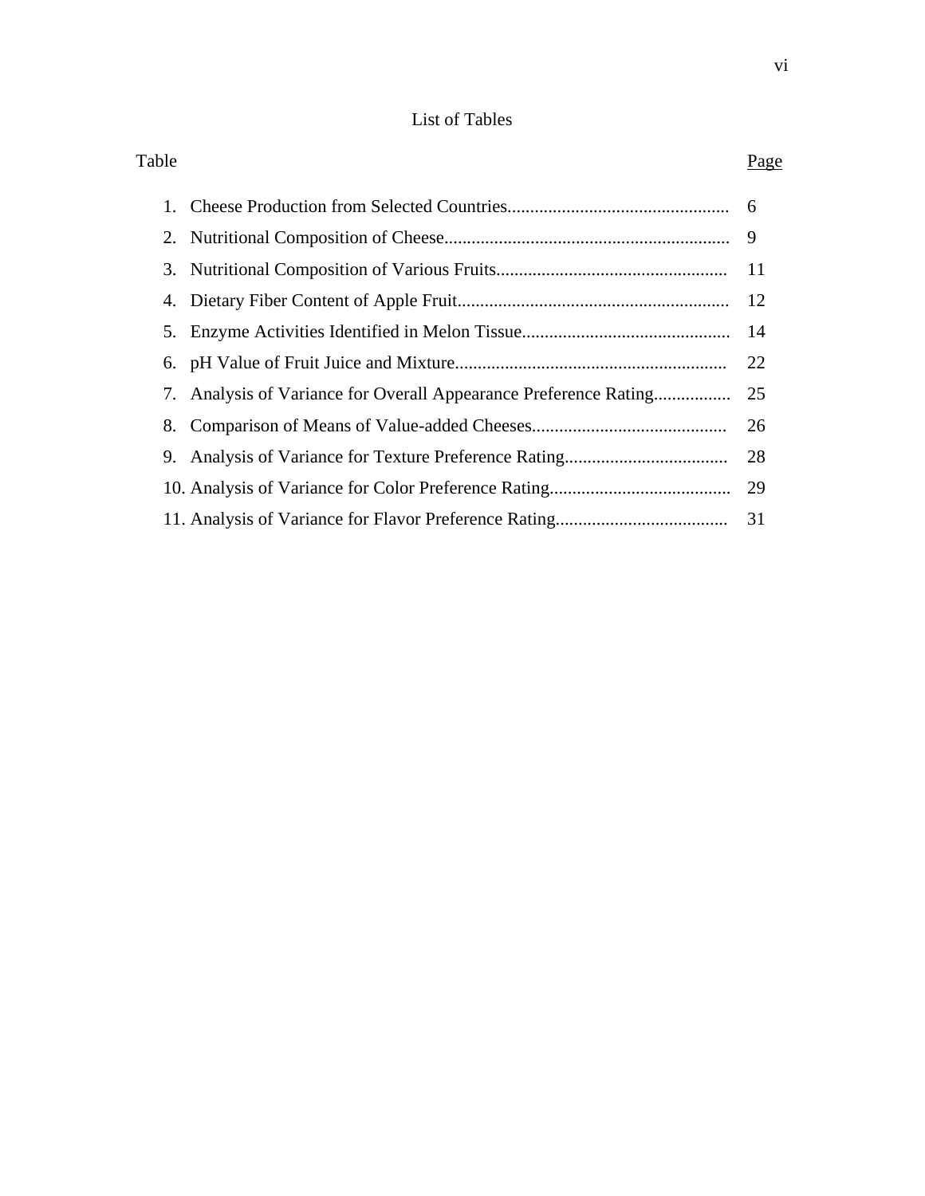# List of Tables

| Table | Page |
|---|---|
| 1. Cheese Production from Selected Countries | 6 |
| 2. Nutritional Composition of Cheese | 9 |
| 3. Nutritional Composition of Various Fruits | 11 |
| 4. Dietary Fiber Content of Apple Fruit | 12 |
| 5. Enzyme Activities Identified in Melon Tissue | 14 |
| 6. pH Value of Fruit Juice and Mixture | 22 |
| 7. Analysis of Variance for Overall Appearance Preference Rating | 25 |
| 8. Comparison of Means of Value-added Cheeses | 26 |
| 9. Analysis of Variance for Texture Preference Rating | 28 |
| 10. Analysis of Variance for Color Preference Rating | 29 |
| 11. Analysis of Variance for Flavor Preference Rating | 31 |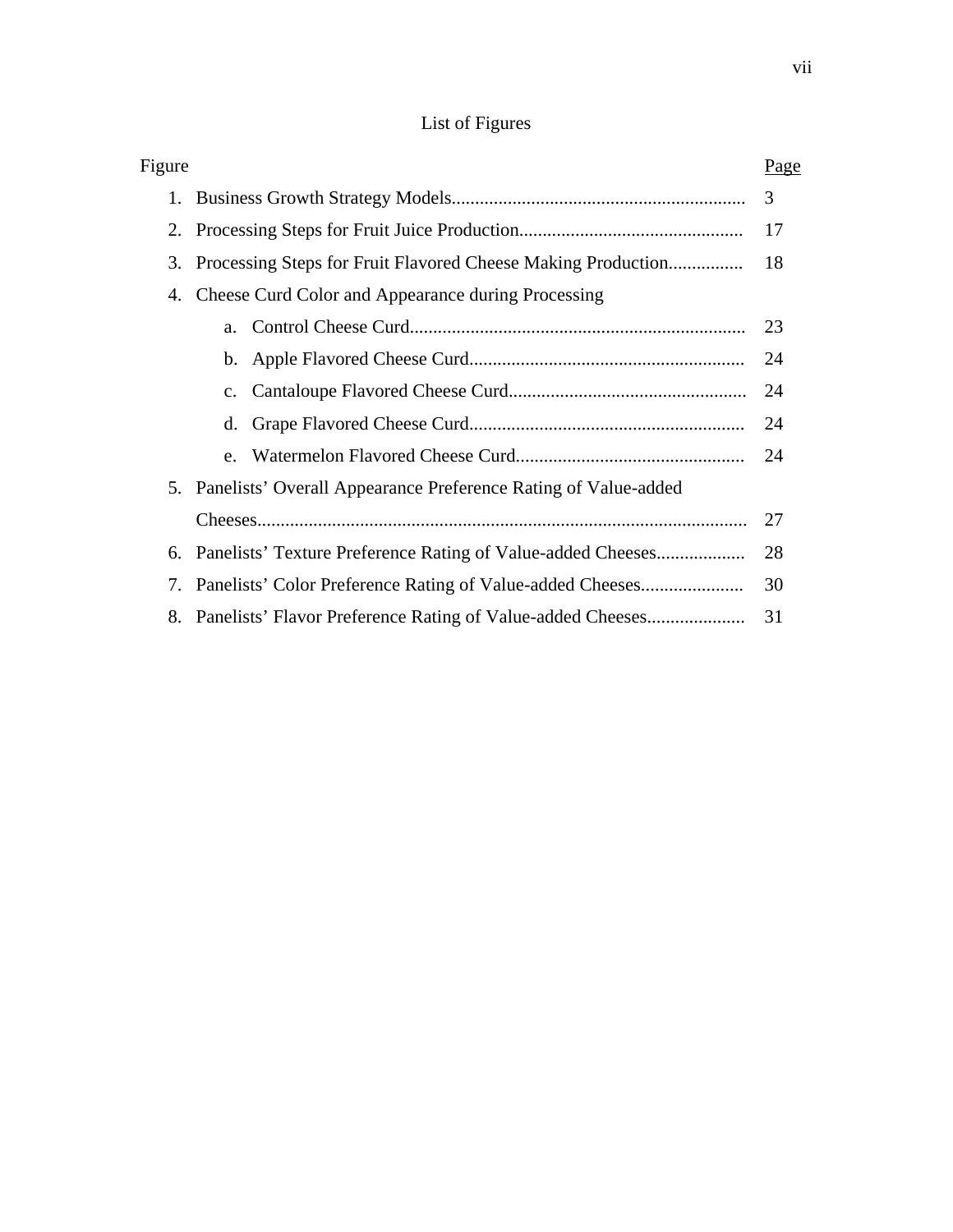# List of Figures

| Figure | Page |
|---|---|
| 1. Business Growth Strategy Models | 3 |
| 2. Processing Steps for Fruit Juice Production | 17 |
| 3. Processing Steps for Fruit Flavored Cheese Making Production | 18 |
| 4. Cheese Curd Color and Appearance during Processing | |
| a. Control Cheese Curd | 23 |
| b. Apple Flavored Cheese Curd | 24 |
| c. Cantaloupe Flavored Cheese Curd | 24 |
| d. Grape Flavored Cheese Curd | 24 |
| e. Watermelon Flavored Cheese Curd | 24 |
| 5. Panelists' Overall Appearance Preference Rating of Value-added Cheeses | 27 |
| 6. Panelists' Texture Preference Rating of Value-added Cheeses | 28 |
| 7. Panelists' Color Preference Rating of Value-added Cheeses | 30 |
| 8. Panelists' Flavor Preference Rating of Value-added Cheeses | 31 |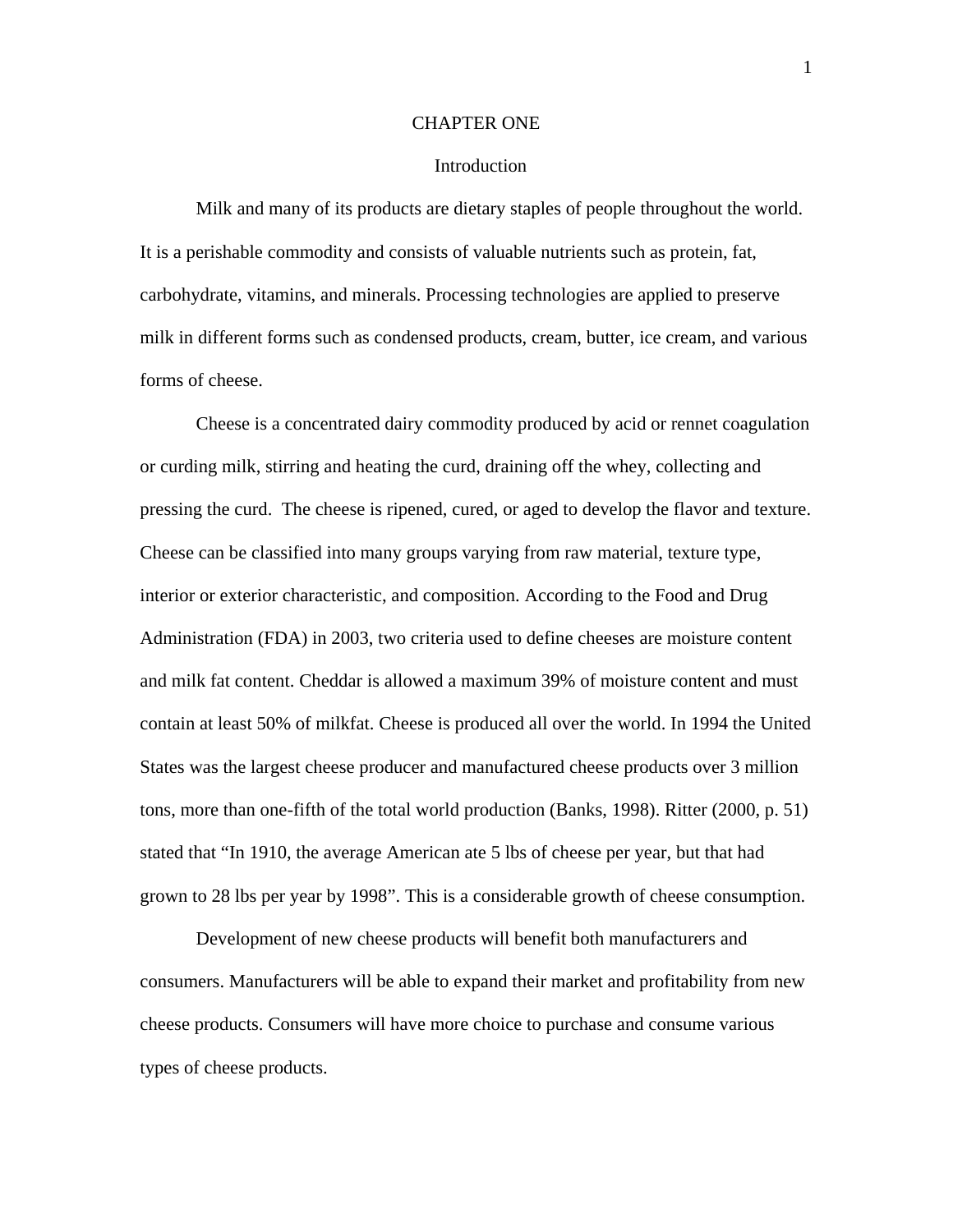# CHAPTER ONE

## Introduction

Milk and many of its products are dietary staples of people throughout the world. It is a perishable commodity and consists of valuable nutrients such as protein, fat, carbohydrate, vitamins, and minerals. Processing technologies are applied to preserve milk in different forms such as condensed products, cream, butter, ice cream, and various forms of cheese.

Cheese is a concentrated dairy commodity produced by acid or rennet coagulation or curding milk, stirring and heating the curd, draining off the whey, collecting and pressing the curd. The cheese is ripened, cured, or aged to develop the flavor and texture. Cheese can be classified into many groups varying from raw material, texture type, interior or exterior characteristic, and composition. According to the Food and Drug Administration (FDA) in 2003, two criteria used to define cheeses are moisture content and milk fat content. Cheddar is allowed a maximum 39% of moisture content and must contain at least 50% of milkfat. Cheese is produced all over the world. In 1994 the United States was the largest cheese producer and manufactured cheese products over 3 million tons, more than one-fifth of the total world production (Banks, 1998). Ritter (2000, p. 51) stated that "In 1910, the average American ate 5 lbs of cheese per year, but that had grown to 28 lbs per year by 1998". This is a considerable growth of cheese consumption.

Development of new cheese products will benefit both manufacturers and consumers. Manufacturers will be able to expand their market and profitability from new cheese products. Consumers will have more choice to purchase and consume various types of cheese products.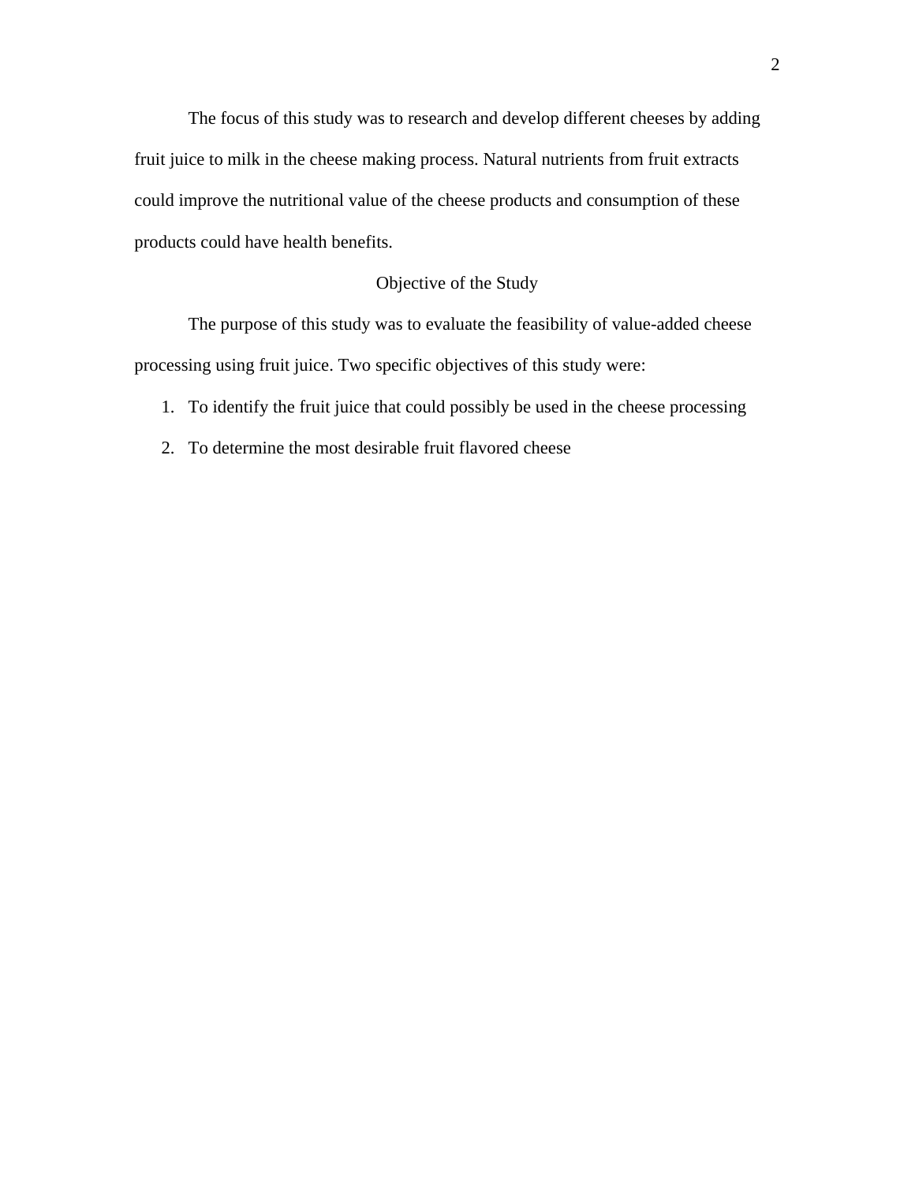The focus of this study was to research and develop different cheeses by adding fruit juice to milk in the cheese making process. Natural nutrients from fruit extracts could improve the nutritional value of the cheese products and consumption of these products could have health benefits.

## Objective of the Study

The purpose of this study was to evaluate the feasibility of value-added cheese processing using fruit juice. Two specific objectives of this study were:

1. To identify the fruit juice that could possibly be used in the cheese processing
2. To determine the most desirable fruit flavored cheese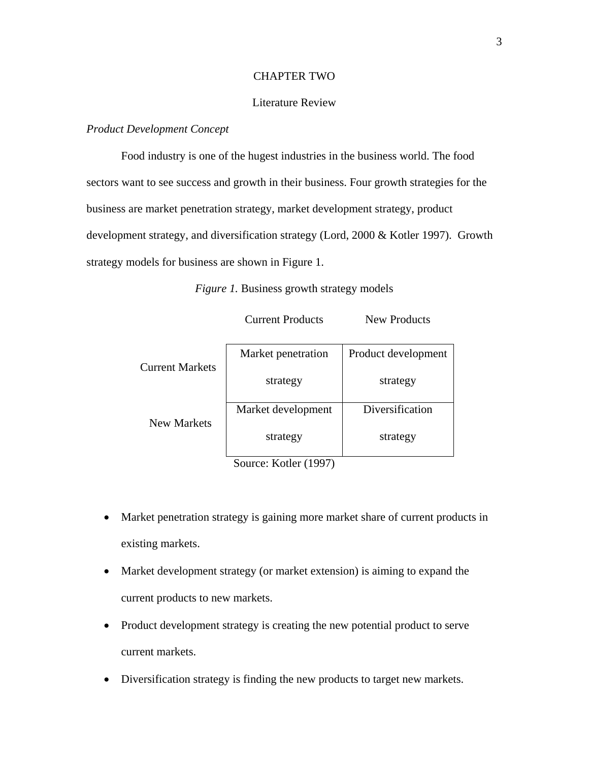# CHAPTER TWO

## Literature Review

### *Product Development Concept*

Food industry is one of the hugest industries in the business world. The food sectors want to see success and growth in their business. Four growth strategies for the business are market penetration strategy, market development strategy, product development strategy, and diversification strategy (Lord, 2000 & Kotler 1997). Growth strategy models for business are shown in Figure 1.

*Figure 1.* Business growth strategy models

| | Current Products | New Products |
|---|---|---|
| Current Markets | Market penetration strategy | Product development strategy |
| New Markets | Market development strategy | Diversification strategy |

Source: Kotler (1997)

- Market penetration strategy is gaining more market share of current products in existing markets.
- Market development strategy (or market extension) is aiming to expand the current products to new markets.
- Product development strategy is creating the new potential product to serve current markets.
- Diversification strategy is finding the new products to target new markets.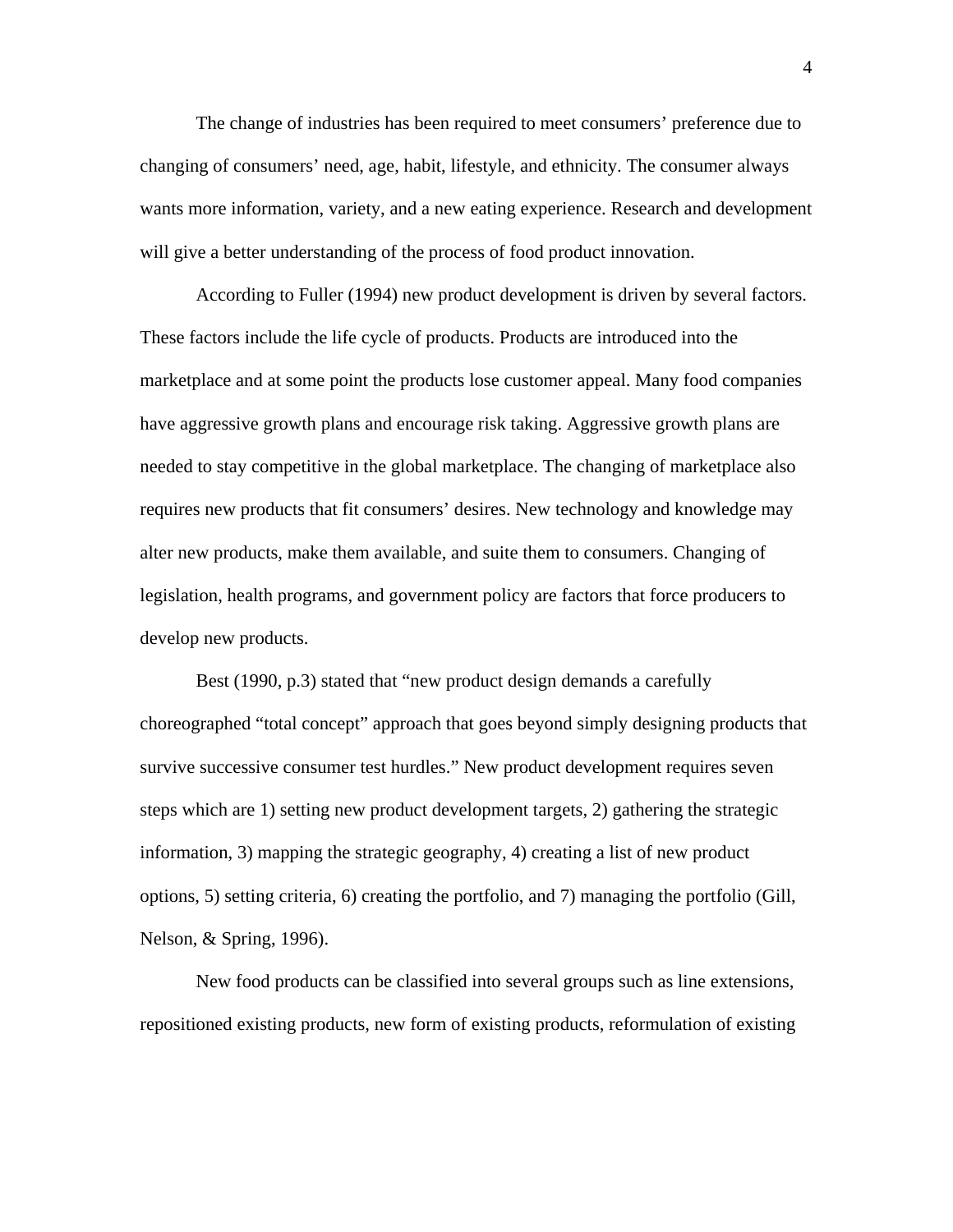The change of industries has been required to meet consumers' preference due to changing of consumers' need, age, habit, lifestyle, and ethnicity. The consumer always wants more information, variety, and a new eating experience. Research and development will give a better understanding of the process of food product innovation.

According to Fuller (1994) new product development is driven by several factors. These factors include the life cycle of products. Products are introduced into the marketplace and at some point the products lose customer appeal. Many food companies have aggressive growth plans and encourage risk taking. Aggressive growth plans are needed to stay competitive in the global marketplace. The changing of marketplace also requires new products that fit consumers' desires. New technology and knowledge may alter new products, make them available, and suite them to consumers. Changing of legislation, health programs, and government policy are factors that force producers to develop new products.

Best (1990, p.3) stated that "new product design demands a carefully choreographed "total concept" approach that goes beyond simply designing products that survive successive consumer test hurdles." New product development requires seven steps which are 1) setting new product development targets, 2) gathering the strategic information, 3) mapping the strategic geography, 4) creating a list of new product options, 5) setting criteria, 6) creating the portfolio, and 7) managing the portfolio (Gill, Nelson, & Spring, 1996).

New food products can be classified into several groups such as line extensions, repositioned existing products, new form of existing products, reformulation of existing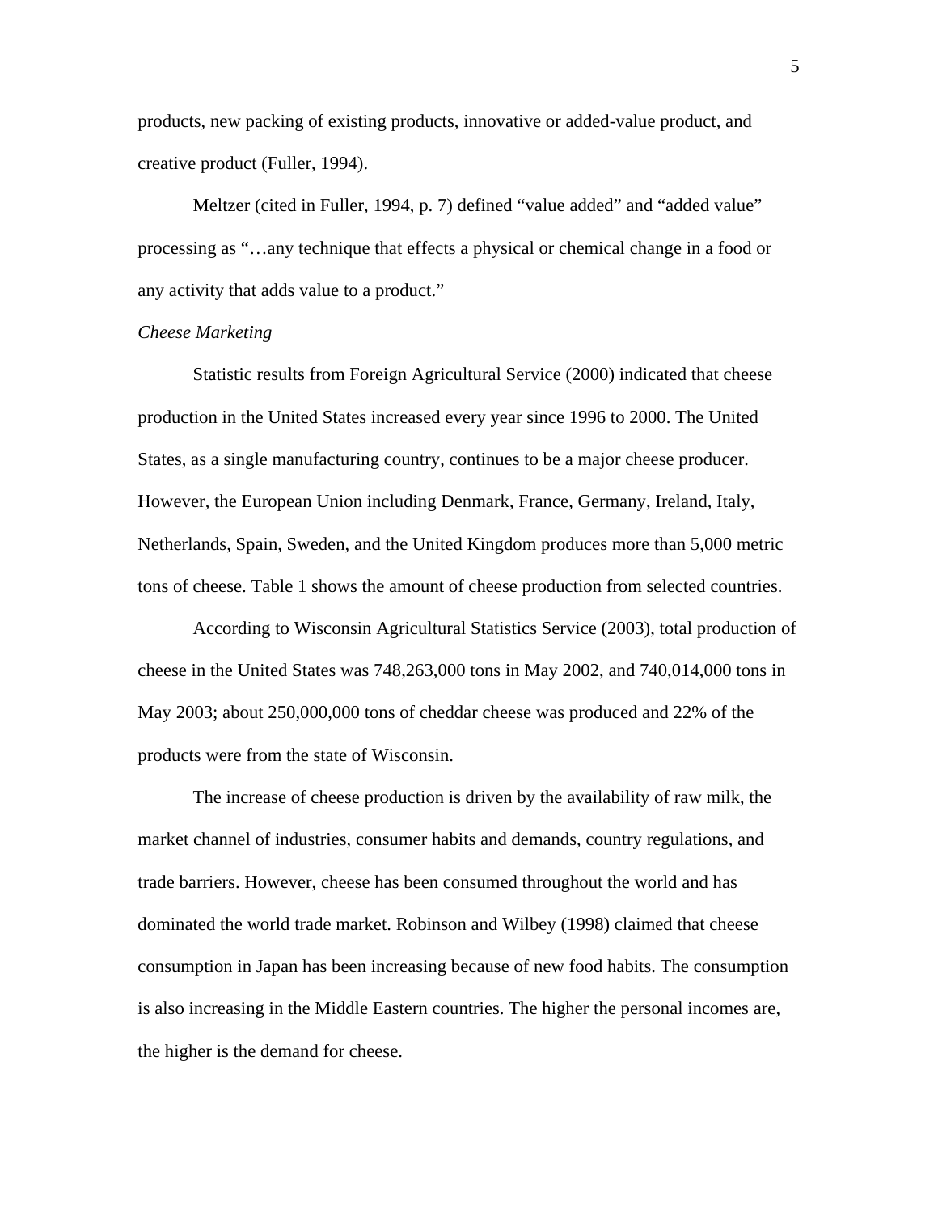products, new packing of existing products, innovative or added-value product, and creative product (Fuller, 1994).

Meltzer (cited in Fuller, 1994, p. 7) defined "value added" and "added value" processing as "…any technique that effects a physical or chemical change in a food or any activity that adds value to a product."

### *Cheese Marketing*

Statistic results from Foreign Agricultural Service (2000) indicated that cheese production in the United States increased every year since 1996 to 2000. The United States, as a single manufacturing country, continues to be a major cheese producer. However, the European Union including Denmark, France, Germany, Ireland, Italy, Netherlands, Spain, Sweden, and the United Kingdom produces more than 5,000 metric tons of cheese. Table 1 shows the amount of cheese production from selected countries.

According to Wisconsin Agricultural Statistics Service (2003), total production of cheese in the United States was 748,263,000 tons in May 2002, and 740,014,000 tons in May 2003; about 250,000,000 tons of cheddar cheese was produced and 22% of the products were from the state of Wisconsin.

The increase of cheese production is driven by the availability of raw milk, the market channel of industries, consumer habits and demands, country regulations, and trade barriers. However, cheese has been consumed throughout the world and has dominated the world trade market. Robinson and Wilbey (1998) claimed that cheese consumption in Japan has been increasing because of new food habits. The consumption is also increasing in the Middle Eastern countries. The higher the personal incomes are, the higher is the demand for cheese.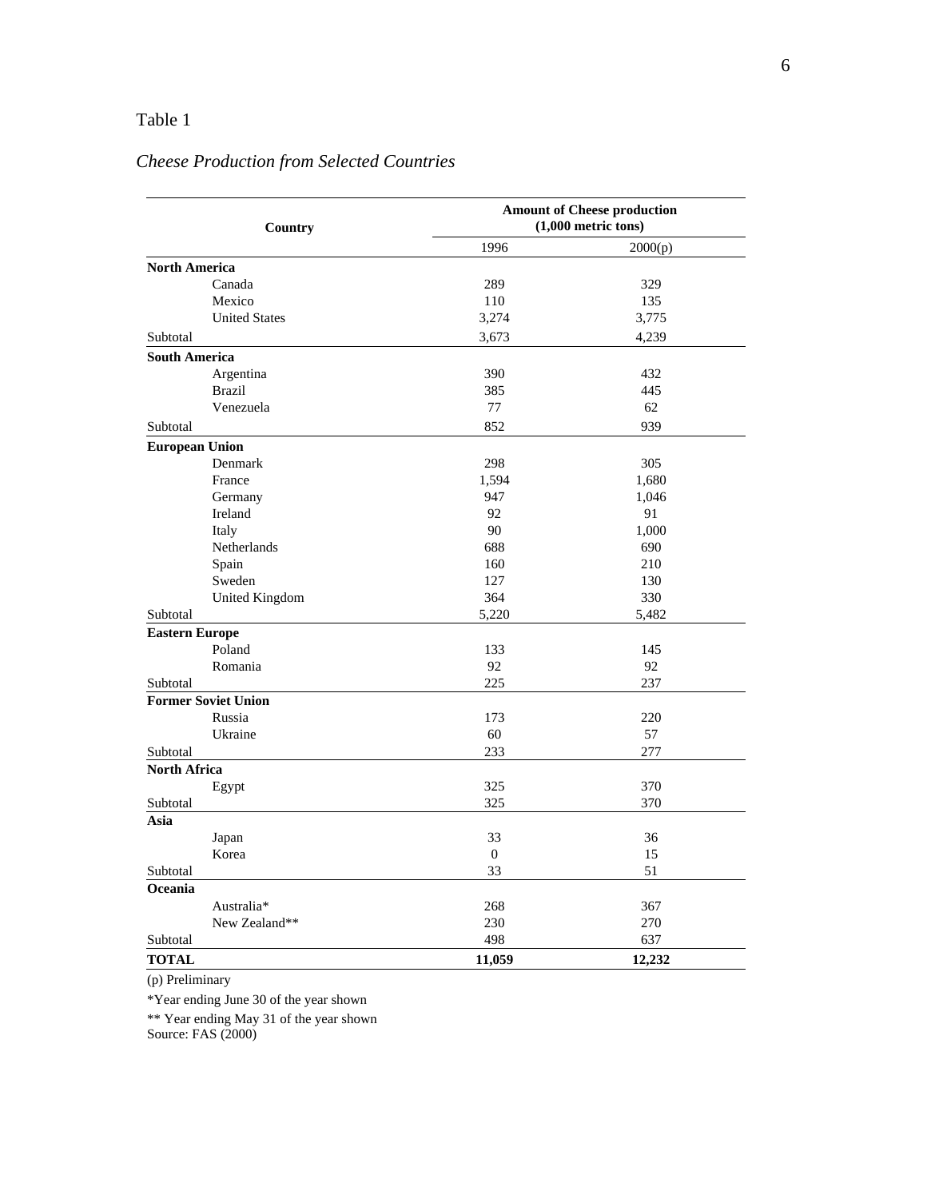Table 1

*Cheese Production from Selected Countries*

| Country | Amount of Cheese production (1,000 metric tons) | |
|---|---|---|
| | 1996 | 2000(p) |
| **North America** | | |
| Canada | 289 | 329 |
| Mexico | 110 | 135 |
| United States | 3,274 | 3,775 |
| Subtotal | 3,673 | 4,239 |
| **South America** | | |
| Argentina | 390 | 432 |
| Brazil | 385 | 445 |
| Venezuela | 77 | 62 |
| Subtotal | 852 | 939 |
| **European Union** | | |
| Denmark | 298 | 305 |
| France | 1,594 | 1,680 |
| Germany | 947 | 1,046 |
| Ireland | 92 | 91 |
| Italy | 90 | 1,000 |
| Netherlands | 688 | 690 |
| Spain | 160 | 210 |
| Sweden | 127 | 130 |
| United Kingdom | 364 | 330 |
| Subtotal | 5,220 | 5,482 |
| **Eastern Europe** | | |
| Poland | 133 | 145 |
| Romania | 92 | 92 |
| Subtotal | 225 | 237 |
| **Former Soviet Union** | | |
| Russia | 173 | 220 |
| Ukraine | 60 | 57 |
| Subtotal | 233 | 277 |
| **North Africa** | | |
| Egypt | 325 | 370 |
| Subtotal | 325 | 370 |
| **Asia** | | |
| Japan | 33 | 36 |
| Korea | 0 | 15 |
| Subtotal | 33 | 51 |
| **Oceania** | | |
| Australia* | 268 | 367 |
| New Zealand** | 230 | 270 |
| Subtotal | 498 | 637 |
| **TOTAL** | **11,059** | **12,232** |

(p) Preliminary

*Year ending June 30 of the year shown

** Year ending May 31 of the year shown

Source: FAS (2000)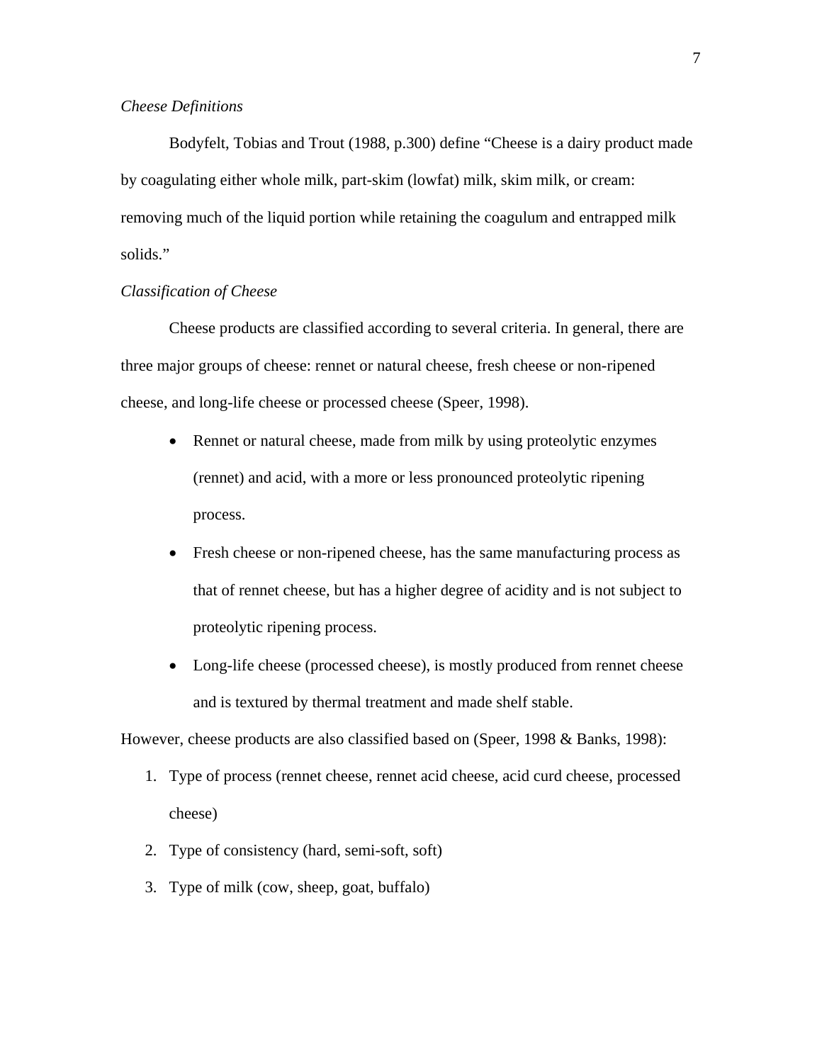*Cheese Definitions*

Bodyfelt, Tobias and Trout (1988, p.300) define “Cheese is a dairy product made by coagulating either whole milk, part-skim (lowfat) milk, skim milk, or cream: removing much of the liquid portion while retaining the coagulum and entrapped milk solids.”

*Classification of Cheese*

Cheese products are classified according to several criteria. In general, there are three major groups of cheese: rennet or natural cheese, fresh cheese or non-ripened cheese, and long-life cheese or processed cheese (Speer, 1998).

- Rennet or natural cheese, made from milk by using proteolytic enzymes (rennet) and acid, with a more or less pronounced proteolytic ripening process.
- Fresh cheese or non-ripened cheese, has the same manufacturing process as that of rennet cheese, but has a higher degree of acidity and is not subject to proteolytic ripening process.
- Long-life cheese (processed cheese), is mostly produced from rennet cheese and is textured by thermal treatment and made shelf stable.

However, cheese products are also classified based on (Speer, 1998 & Banks, 1998):

1. Type of process (rennet cheese, rennet acid cheese, acid curd cheese, processed cheese)
2. Type of consistency (hard, semi-soft, soft)
3. Type of milk (cow, sheep, goat, buffalo)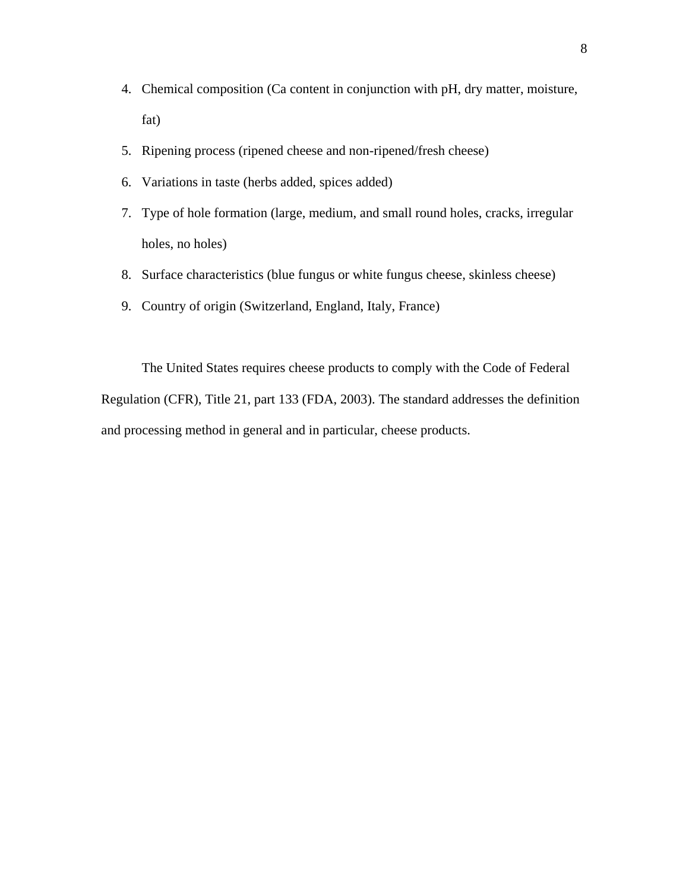4. Chemical composition (Ca content in conjunction with pH, dry matter, moisture, fat)
5. Ripening process (ripened cheese and non-ripened/fresh cheese)
6. Variations in taste (herbs added, spices added)
7. Type of hole formation (large, medium, and small round holes, cracks, irregular holes, no holes)
8. Surface characteristics (blue fungus or white fungus cheese, skinless cheese)
9. Country of origin (Switzerland, England, Italy, France)

The United States requires cheese products to comply with the Code of Federal Regulation (CFR), Title 21, part 133 (FDA, 2003). The standard addresses the definition and processing method in general and in particular, cheese products.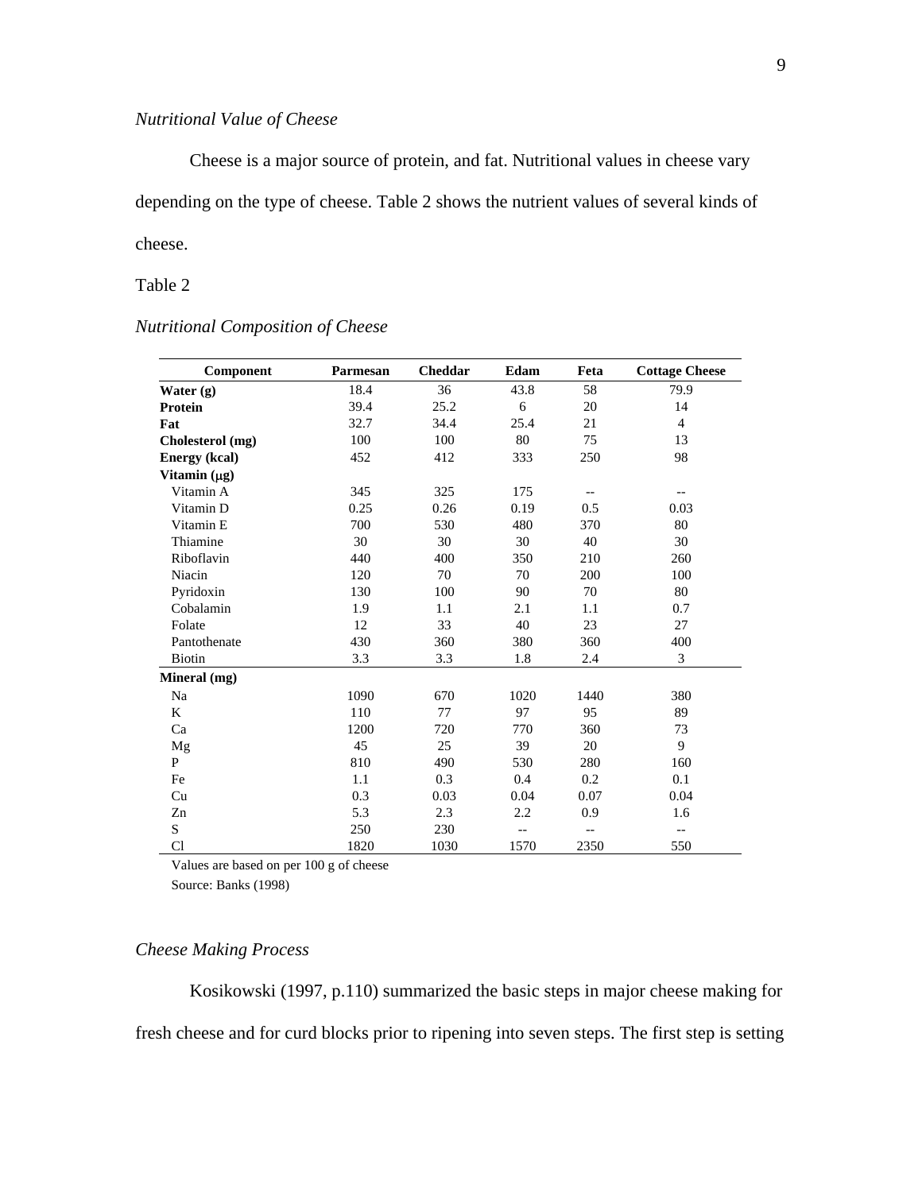*Nutritional Value of Cheese*

Cheese is a major source of protein, and fat. Nutritional values in cheese vary depending on the type of cheese. Table 2 shows the nutrient values of several kinds of cheese.

Table 2

*Nutritional Composition of Cheese*

| Component | Parmesan | Cheddar | Edam | Feta | Cottage Cheese |
|---|---|---|---|---|---|
| **Water (g)** | 18.4 | 36 | 43.8 | 58 | 79.9 |
| **Protein** | 39.4 | 25.2 | 6 | 20 | 14 |
| **Fat** | 32.7 | 34.4 | 25.4 | 21 | 4 |
| **Cholesterol (mg)** | 100 | 100 | 80 | 75 | 13 |
| **Energy (kcal)** | 452 | 412 | 333 | 250 | 98 |
| **Vitamin (μg)** | | | | | |
| Vitamin A | 345 | 325 | 175 | -- | -- |
| Vitamin D | 0.25 | 0.26 | 0.19 | 0.5 | 0.03 |
| Vitamin E | 700 | 530 | 480 | 370 | 80 |
| Thiamine | 30 | 30 | 30 | 40 | 30 |
| Riboflavin | 440 | 400 | 350 | 210 | 260 |
| Niacin | 120 | 70 | 70 | 200 | 100 |
| Pyridoxin | 130 | 100 | 90 | 70 | 80 |
| Cobalamin | 1.9 | 1.1 | 2.1 | 1.1 | 0.7 |
| Folate | 12 | 33 | 40 | 23 | 27 |
| Pantothenate | 430 | 360 | 380 | 360 | 400 |
| Biotin | 3.3 | 3.3 | 1.8 | 2.4 | 3 |
| **Mineral (mg)** | | | | | |
| Na | 1090 | 670 | 1020 | 1440 | 380 |
| K | 110 | 77 | 97 | 95 | 89 |
| Ca | 1200 | 720 | 770 | 360 | 73 |
| Mg | 45 | 25 | 39 | 20 | 9 |
| P | 810 | 490 | 530 | 280 | 160 |
| Fe | 1.1 | 0.3 | 0.4 | 0.2 | 0.1 |
| Cu | 0.3 | 0.03 | 0.04 | 0.07 | 0.04 |
| Zn | 5.3 | 2.3 | 2.2 | 0.9 | 1.6 |
| S | 250 | 230 | -- | -- | -- |
| Cl | 1820 | 1030 | 1570 | 2350 | 550 |

Values are based on per 100 g of cheese

Source: Banks (1998)

*Cheese Making Process*

Kosikowski (1997, p.110) summarized the basic steps in major cheese making for fresh cheese and for curd blocks prior to ripening into seven steps. The first step is setting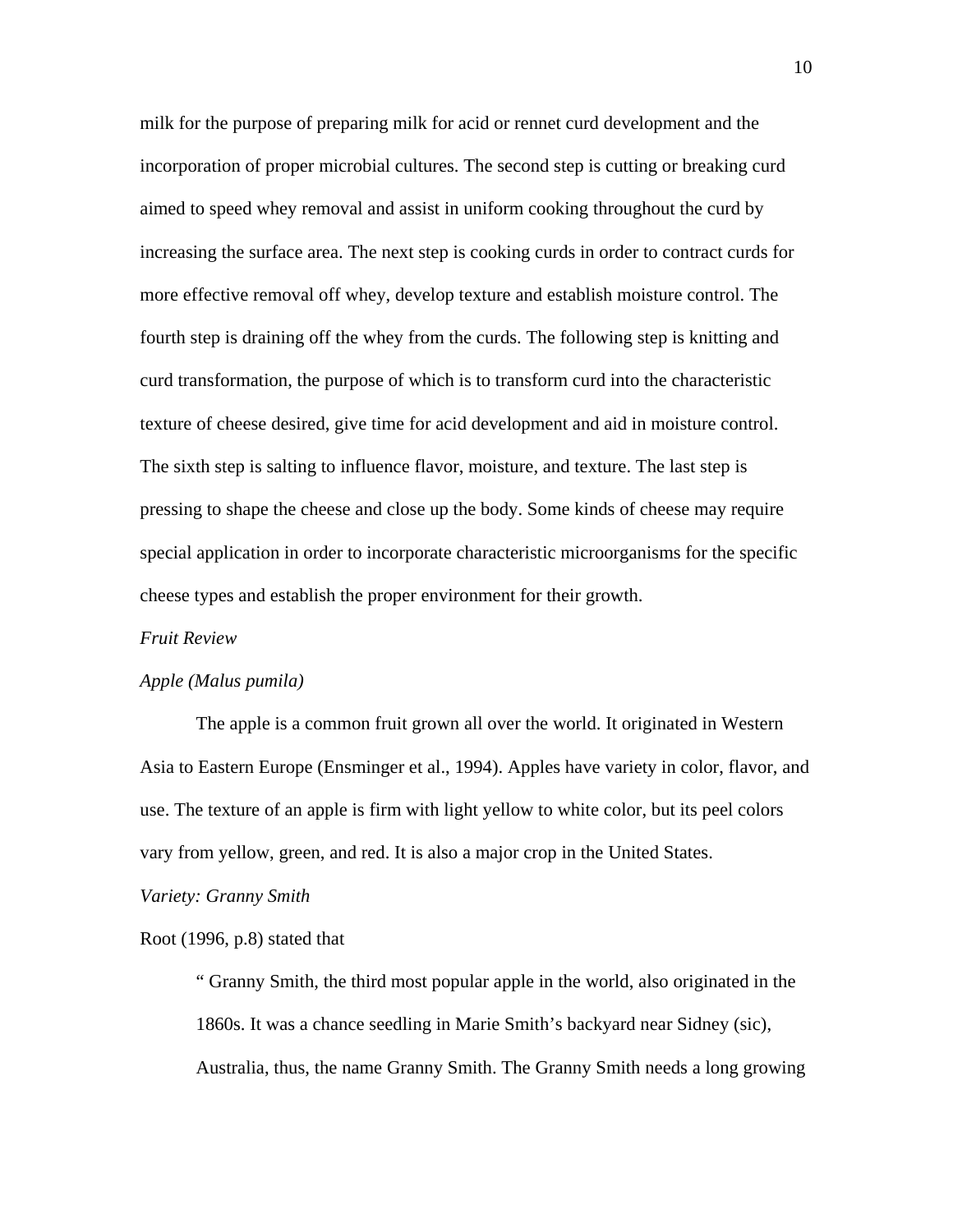milk for the purpose of preparing milk for acid or rennet curd development and the incorporation of proper microbial cultures. The second step is cutting or breaking curd aimed to speed whey removal and assist in uniform cooking throughout the curd by increasing the surface area. The next step is cooking curds in order to contract curds for more effective removal off whey, develop texture and establish moisture control. The fourth step is draining off the whey from the curds. The following step is knitting and curd transformation, the purpose of which is to transform curd into the characteristic texture of cheese desired, give time for acid development and aid in moisture control. The sixth step is salting to influence flavor, moisture, and texture. The last step is pressing to shape the cheese and close up the body. Some kinds of cheese may require special application in order to incorporate characteristic microorganisms for the specific cheese types and establish the proper environment for their growth.

*Fruit Review*

*Apple (Malus pumila)*

The apple is a common fruit grown all over the world. It originated in Western Asia to Eastern Europe (Ensminger et al., 1994). Apples have variety in color, flavor, and use. The texture of an apple is firm with light yellow to white color, but its peel colors vary from yellow, green, and red. It is also a major crop in the United States.

*Variety: Granny Smith*

Root (1996, p.8) stated that

> " Granny Smith, the third most popular apple in the world, also originated in the 1860s. It was a chance seedling in Marie Smith's backyard near Sidney (sic), Australia, thus, the name Granny Smith. The Granny Smith needs a long growing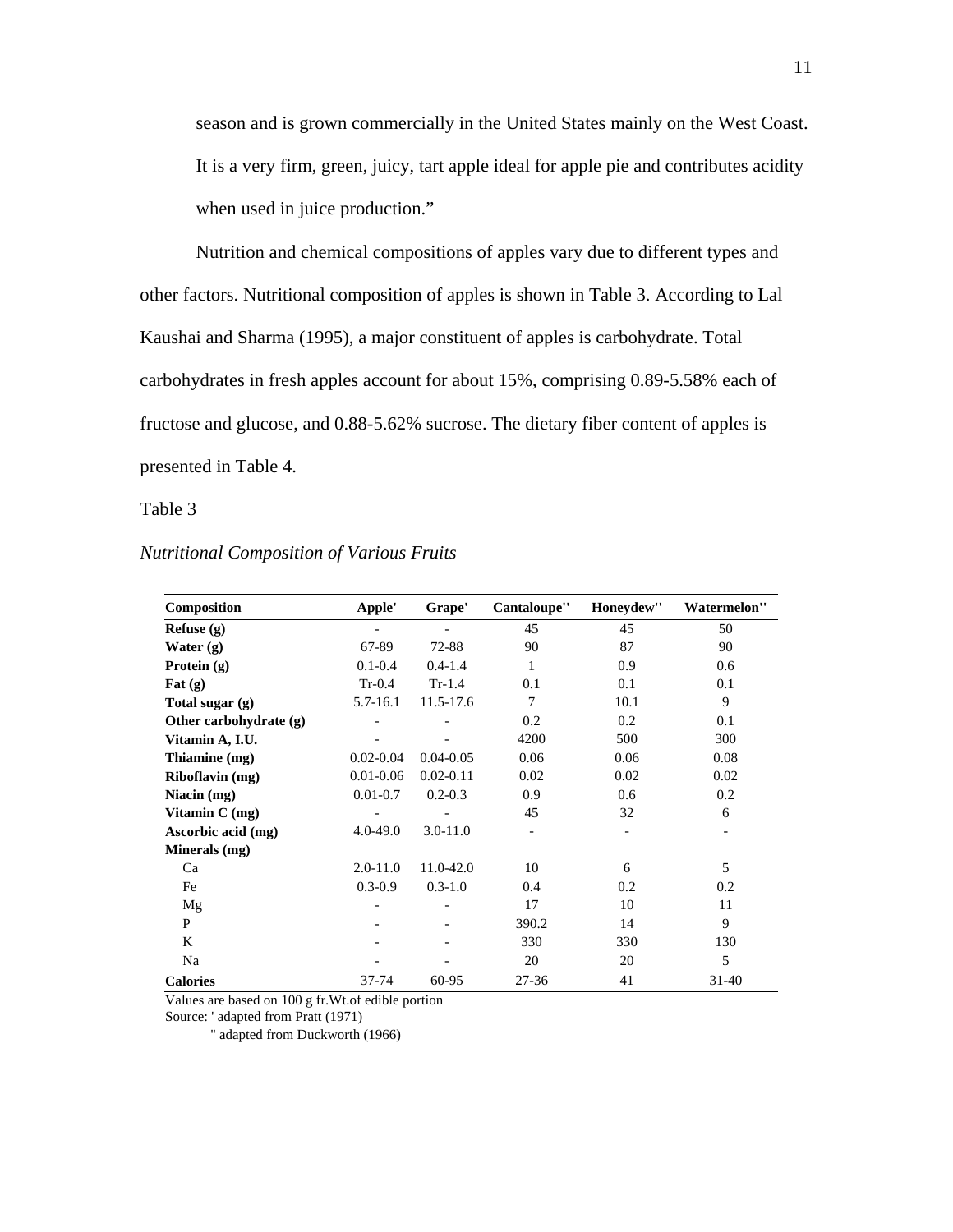season and is grown commercially in the United States mainly on the West Coast. It is a very firm, green, juicy, tart apple ideal for apple pie and contributes acidity when used in juice production."

Nutrition and chemical compositions of apples vary due to different types and other factors. Nutritional composition of apples is shown in Table 3. According to Lal Kaushai and Sharma (1995), a major constituent of apples is carbohydrate. Total carbohydrates in fresh apples account for about 15%, comprising 0.89-5.58% each of fructose and glucose, and 0.88-5.62% sucrose. The dietary fiber content of apples is presented in Table 4.

Table 3

*Nutritional Composition of Various Fruits*

| Composition | Apple' | Grape' | Cantaloupe'' | Honeydew'' | Watermelon'' |
|---|---|---|---|---|---|
| **Refuse (g)** | - | - | 45 | 45 | 50 |
| **Water (g)** | 67-89 | 72-88 | 90 | 87 | 90 |
| **Protein (g)** | 0.1-0.4 | 0.4-1.4 | 1 | 0.9 | 0.6 |
| **Fat (g)** | Tr-0.4 | Tr-1.4 | 0.1 | 0.1 | 0.1 |
| **Total sugar (g)** | 5.7-16.1 | 11.5-17.6 | 7 | 10.1 | 9 |
| **Other carbohydrate (g)** | - | - | 0.2 | 0.2 | 0.1 |
| **Vitamin A, I.U.** | - | - | 4200 | 500 | 300 |
| **Thiamine (mg)** | 0.02-0.04 | 0.04-0.05 | 0.06 | 0.06 | 0.08 |
| **Riboflavin (mg)** | 0.01-0.06 | 0.02-0.11 | 0.02 | 0.02 | 0.02 |
| **Niacin (mg)** | 0.01-0.7 | 0.2-0.3 | 0.9 | 0.6 | 0.2 |
| **Vitamin C (mg)** | - | - | 45 | 32 | 6 |
| **Ascorbic acid (mg)** | 4.0-49.0 | 3.0-11.0 | - | - | - |
| **Minerals (mg)** | | | | | |
| Ca | 2.0-11.0 | 11.0-42.0 | 10 | 6 | 5 |
| Fe | 0.3-0.9 | 0.3-1.0 | 0.4 | 0.2 | 0.2 |
| Mg | - | - | 17 | 10 | 11 |
| P | - | - | 390.2 | 14 | 9 |
| K | - | - | 330 | 330 | 130 |
| Na | - | - | 20 | 20 | 5 |
| **Calories** | 37-74 | 60-95 | 27-36 | 41 | 31-40 |

Values are based on 100 g fr.Wt.of edible portion

Source: ' adapted from Pratt (1971)

'' adapted from Duckworth (1966)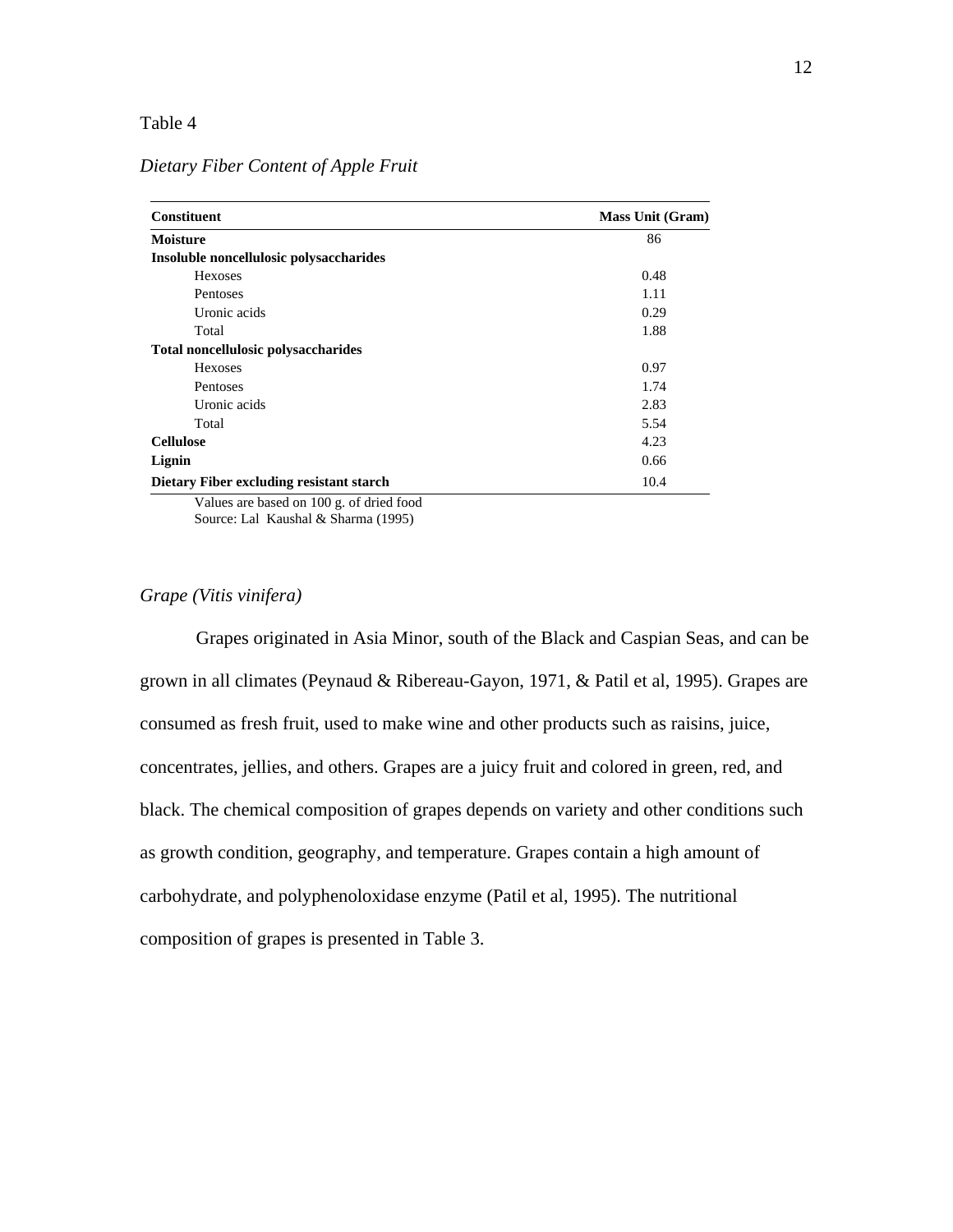Table 4

*Dietary Fiber Content of Apple Fruit*

| Constituent | Mass Unit (Gram) |
|---|---|
| **Moisture** | 86 |
| **Insoluble noncellulosic polysaccharides** | |
| Hexoses | 0.48 |
| Pentoses | 1.11 |
| Uronic acids | 0.29 |
| Total | 1.88 |
| **Total noncellulosic polysaccharides** | |
| Hexoses | 0.97 |
| Pentoses | 1.74 |
| Uronic acids | 2.83 |
| Total | 5.54 |
| **Cellulose** | 4.23 |
| **Lignin** | 0.66 |
| **Dietary Fiber excluding resistant starch** | 10.4 |

Values are based on 100 g. of dried food
Source: Lal Kaushal & Sharma (1995)

*Grape (Vitis vinifera)*

Grapes originated in Asia Minor, south of the Black and Caspian Seas, and can be grown in all climates (Peynaud & Ribereau-Gayon, 1971, & Patil et al, 1995). Grapes are consumed as fresh fruit, used to make wine and other products such as raisins, juice, concentrates, jellies, and others. Grapes are a juicy fruit and colored in green, red, and black. The chemical composition of grapes depends on variety and other conditions such as growth condition, geography, and temperature. Grapes contain a high amount of carbohydrate, and polyphenoloxidase enzyme (Patil et al, 1995). The nutritional composition of grapes is presented in Table 3.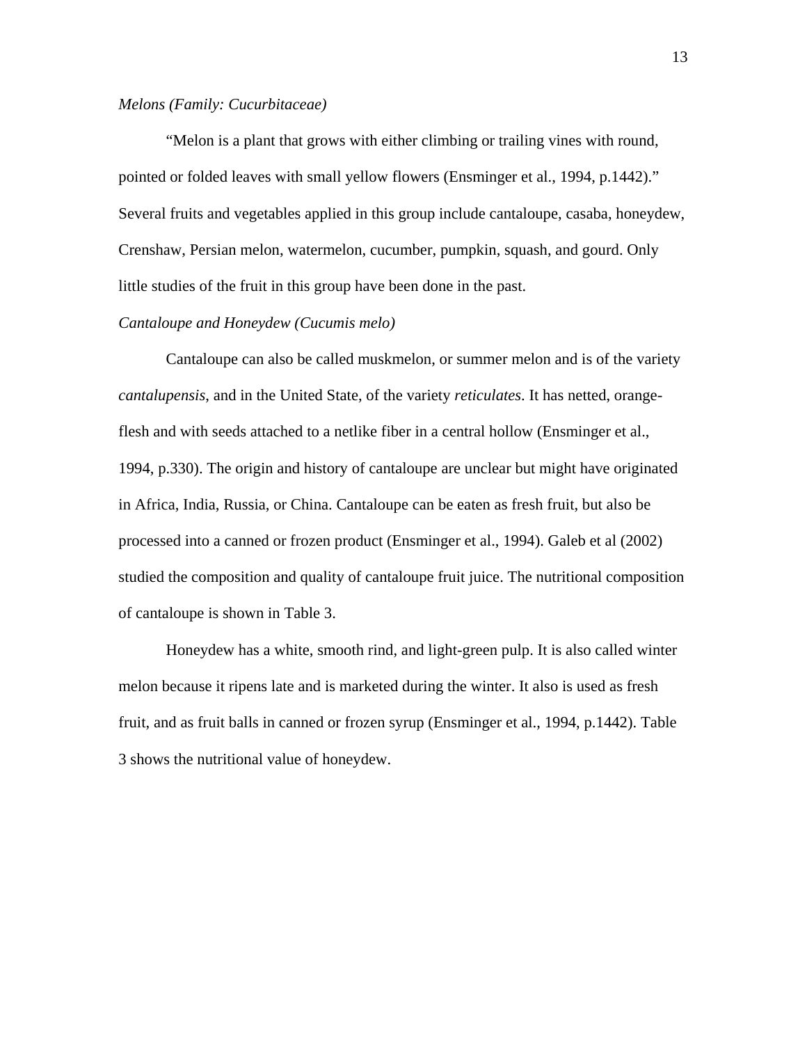*Melons (Family: Cucurbitaceae)*

"Melon is a plant that grows with either climbing or trailing vines with round, pointed or folded leaves with small yellow flowers (Ensminger et al., 1994, p.1442)." Several fruits and vegetables applied in this group include cantaloupe, casaba, honeydew, Crenshaw, Persian melon, watermelon, cucumber, pumpkin, squash, and gourd. Only little studies of the fruit in this group have been done in the past.

*Cantaloupe and Honeydew (Cucumis melo)*

Cantaloupe can also be called muskmelon, or summer melon and is of the variety *cantalupensis*, and in the United State, of the variety *reticulates*. It has netted, orange-flesh and with seeds attached to a netlike fiber in a central hollow (Ensminger et al., 1994, p.330). The origin and history of cantaloupe are unclear but might have originated in Africa, India, Russia, or China. Cantaloupe can be eaten as fresh fruit, but also be processed into a canned or frozen product (Ensminger et al., 1994). Galeb et al (2002) studied the composition and quality of cantaloupe fruit juice. The nutritional composition of cantaloupe is shown in Table 3.

Honeydew has a white, smooth rind, and light-green pulp. It is also called winter melon because it ripens late and is marketed during the winter. It also is used as fresh fruit, and as fruit balls in canned or frozen syrup (Ensminger et al., 1994, p.1442). Table 3 shows the nutritional value of honeydew.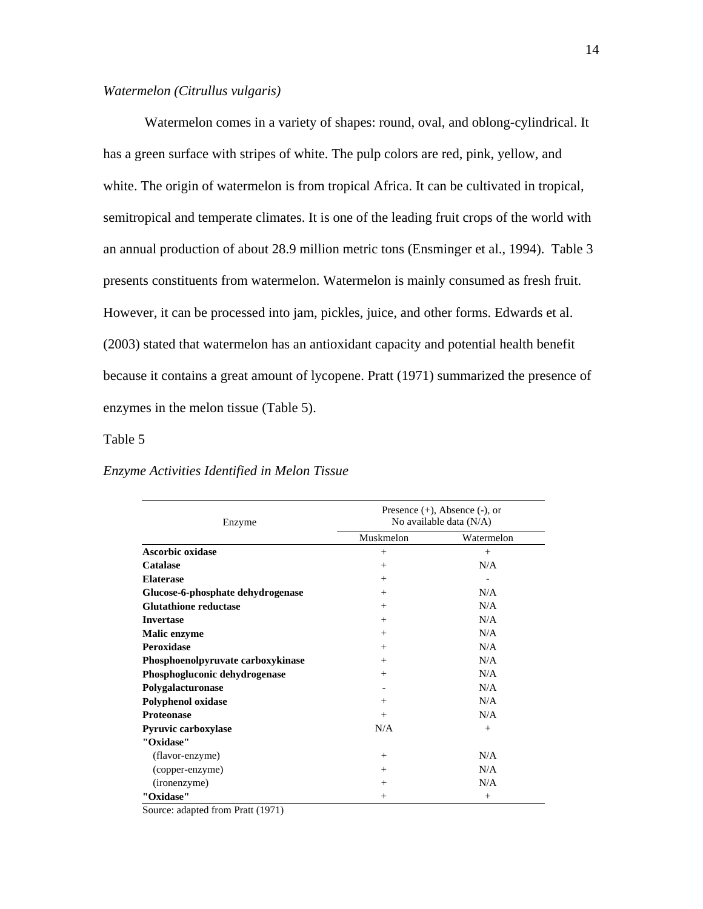*Watermelon (Citrullus vulgaris)*

Watermelon comes in a variety of shapes: round, oval, and oblong-cylindrical. It has a green surface with stripes of white. The pulp colors are red, pink, yellow, and white. The origin of watermelon is from tropical Africa. It can be cultivated in tropical, semitropical and temperate climates. It is one of the leading fruit crops of the world with an annual production of about 28.9 million metric tons (Ensminger et al., 1994). Table 3 presents constituents from watermelon. Watermelon is mainly consumed as fresh fruit. However, it can be processed into jam, pickles, juice, and other forms. Edwards et al. (2003) stated that watermelon has an antioxidant capacity and potential health benefit because it contains a great amount of lycopene. Pratt (1971) summarized the presence of enzymes in the melon tissue (Table 5).

Table 5

*Enzyme Activities Identified in Melon Tissue*

| Enzyme | Presence (+), Absence (-), or No available data (N/A) | |
|---|---|---|
| | Muskmelon | Watermelon |
| **Ascorbic oxidase** | + | + |
| **Catalase** | + | N/A |
| **Elaterase** | + | - |
| **Glucose-6-phosphate dehydrogenase** | + | N/A |
| **Glutathione reductase** | + | N/A |
| **Invertase** | + | N/A |
| **Malic enzyme** | + | N/A |
| **Peroxidase** | + | N/A |
| **Phosphoenolpyruvate carboxykinase** | + | N/A |
| **Phosphogluconic dehydrogenase** | + | N/A |
| **Polygalacturonase** | - | N/A |
| **Polyphenol oxidase** | + | N/A |
| **Proteonase** | + | N/A |
| **Pyruvic carboxylase** | N/A | + |
| **"Oxidase"** | | |
| (flavor-enzyme) | + | N/A |
| (copper-enzyme) | + | N/A |
| (ironenzyme) | + | N/A |
| **"Oxidase"** | + | + |

Source: adapted from Pratt (1971)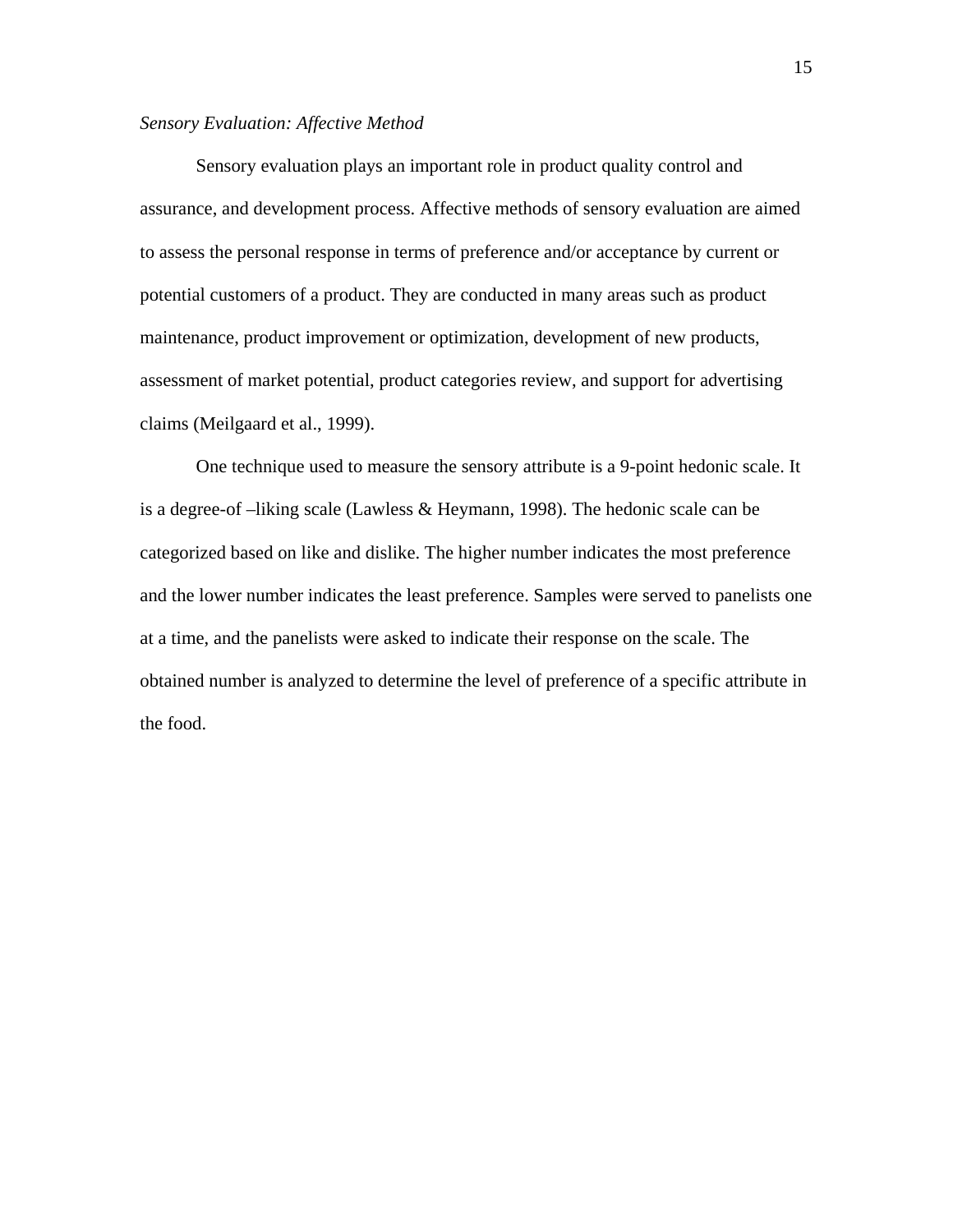*Sensory Evaluation: Affective Method*

Sensory evaluation plays an important role in product quality control and assurance, and development process. Affective methods of sensory evaluation are aimed to assess the personal response in terms of preference and/or acceptance by current or potential customers of a product. They are conducted in many areas such as product maintenance, product improvement or optimization, development of new products, assessment of market potential, product categories review, and support for advertising claims (Meilgaard et al., 1999).

One technique used to measure the sensory attribute is a 9-point hedonic scale. It is a degree-of –liking scale (Lawless & Heymann, 1998). The hedonic scale can be categorized based on like and dislike. The higher number indicates the most preference and the lower number indicates the least preference. Samples were served to panelists one at a time, and the panelists were asked to indicate their response on the scale. The obtained number is analyzed to determine the level of preference of a specific attribute in the food.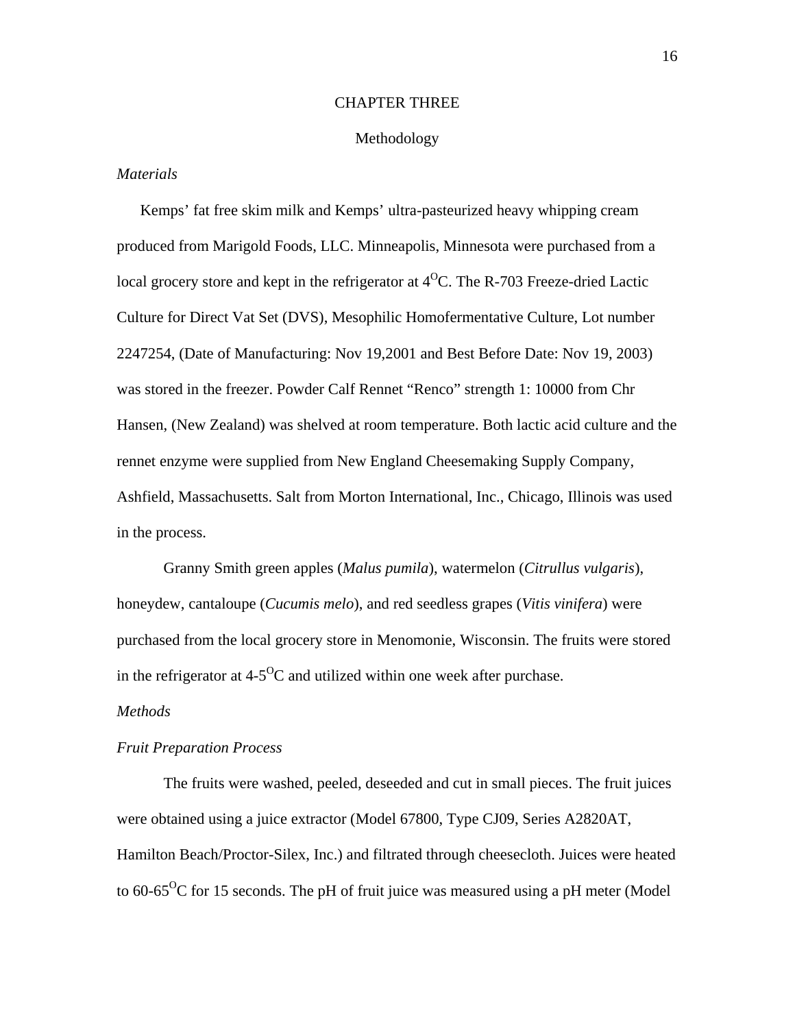# CHAPTER THREE

## Methodology

*Materials*

Kemps' fat free skim milk and Kemps' ultra-pasteurized heavy whipping cream produced from Marigold Foods, LLC. Minneapolis, Minnesota were purchased from a local grocery store and kept in the refrigerator at $4^{O}C$. The R-703 Freeze-dried Lactic Culture for Direct Vat Set (DVS), Mesophilic Homofermentative Culture, Lot number 2247254, (Date of Manufacturing: Nov 19,2001 and Best Before Date: Nov 19, 2003) was stored in the freezer. Powder Calf Rennet "Renco" strength 1: 10000 from Chr Hansen, (New Zealand) was shelved at room temperature. Both lactic acid culture and the rennet enzyme were supplied from New England Cheesemaking Supply Company, Ashfield, Massachusetts. Salt from Morton International, Inc., Chicago, Illinois was used in the process.

Granny Smith green apples (*Malus pumila*), watermelon (*Citrullus vulgaris*), honeydew, cantaloupe (*Cucumis melo*), and red seedless grapes (*Vitis vinifera*) were purchased from the local grocery store in Menomonie, Wisconsin. The fruits were stored in the refrigerator at $4\text{-}5^{O}C$ and utilized within one week after purchase.

*Methods*

*Fruit Preparation Process*

The fruits were washed, peeled, deseeded and cut in small pieces. The fruit juices were obtained using a juice extractor (Model 67800, Type CJ09, Series A2820AT, Hamilton Beach/Proctor-Silex, Inc.) and filtrated through cheesecloth. Juices were heated to $60\text{-}65^{O}C$ for 15 seconds. The pH of fruit juice was measured using a pH meter (Model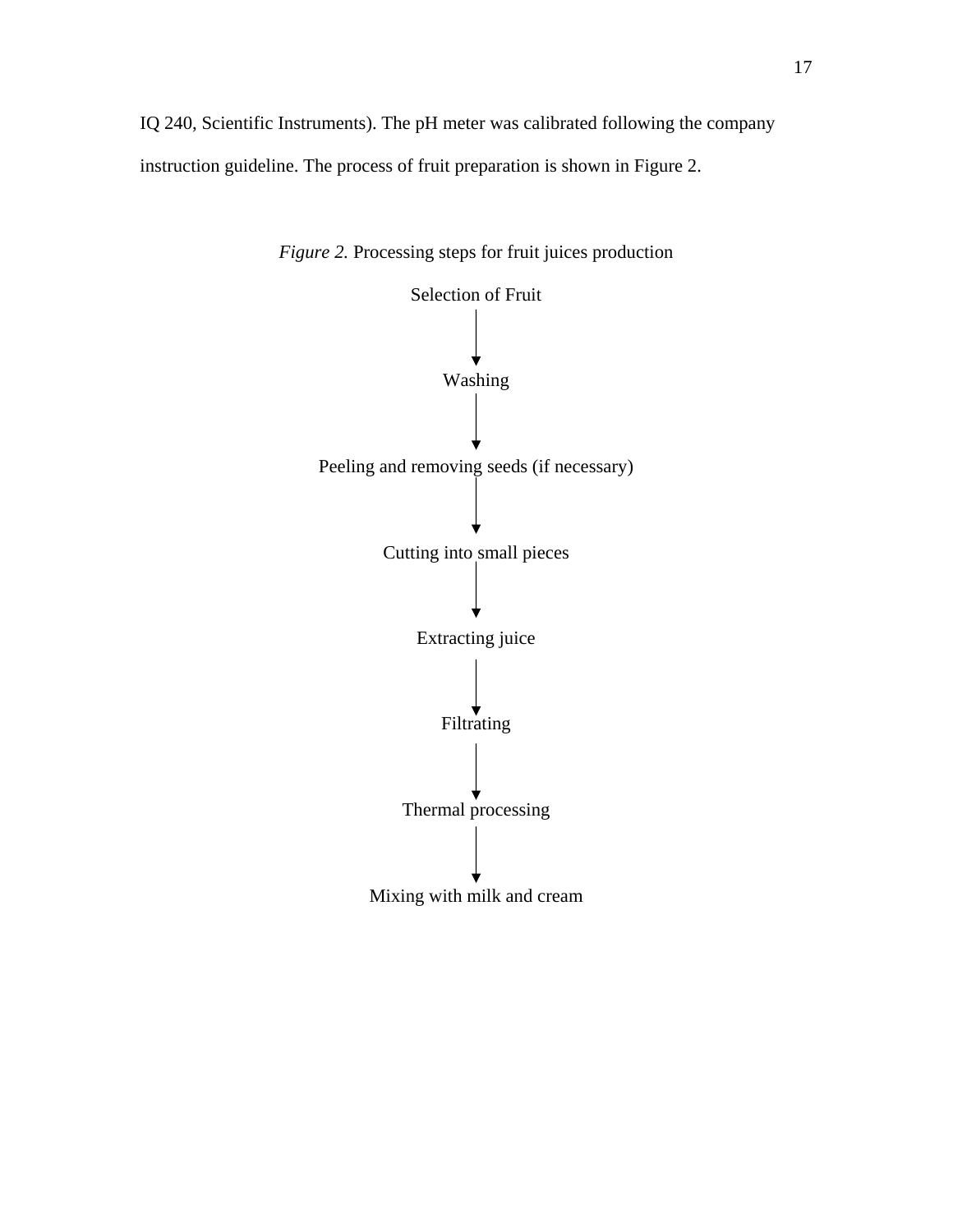IQ 240, Scientific Instruments). The pH meter was calibrated following the company instruction guideline. The process of fruit preparation is shown in Figure 2.

*Figure 2.* Processing steps for fruit juices production

Selection of Fruit

↓

Washing

↓

Peeling and removing seeds (if necessary)

↓

Cutting into small pieces

↓

Extracting juice

↓

Filtrating

↓

Thermal processing

↓

Mixing with milk and cream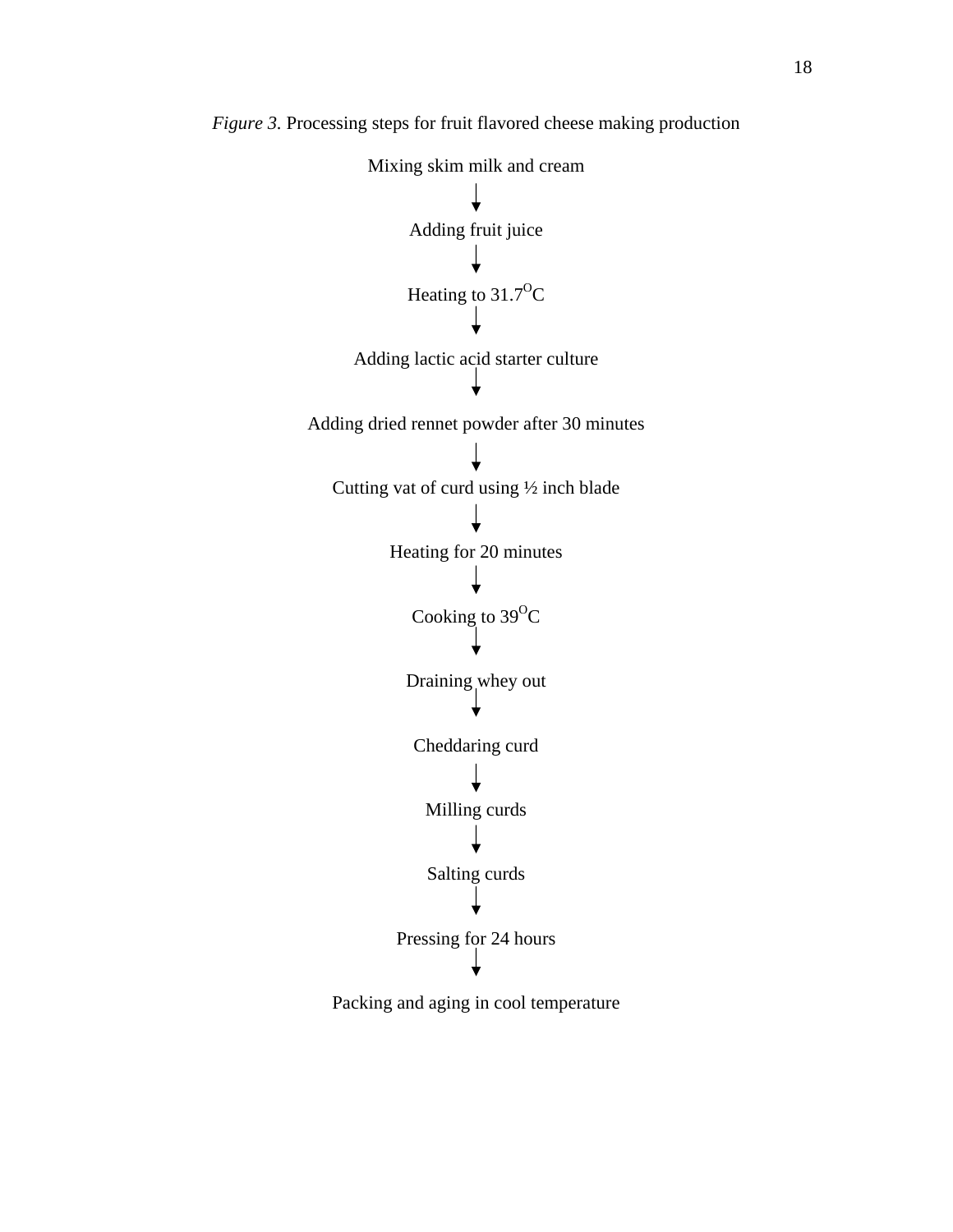*Figure 3*. Processing steps for fruit flavored cheese making production

Mixing skim milk and cream

↓

Adding fruit juice

↓

Heating to 31.7$^{O}$C

↓

Adding lactic acid starter culture

↓

Adding dried rennet powder after 30 minutes

↓

Cutting vat of curd using ½ inch blade

↓

Heating for 20 minutes

↓

Cooking to 39$^{O}$C

↓

Draining whey out

↓

Cheddaring curd

↓

Milling curds

↓

Salting curds

↓

Pressing for 24 hours

↓

Packing and aging in cool temperature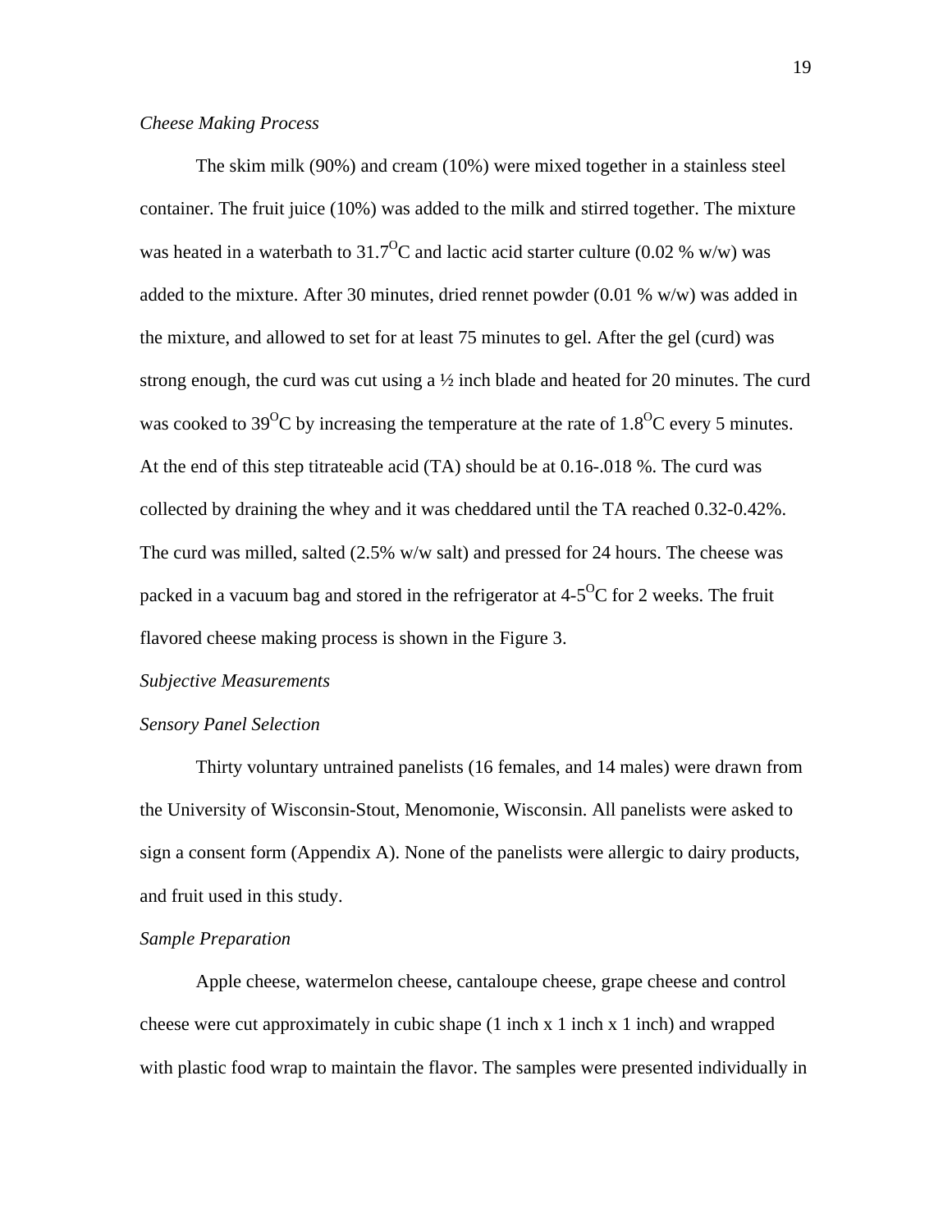*Cheese Making Process*

The skim milk (90%) and cream (10%) were mixed together in a stainless steel container. The fruit juice (10%) was added to the milk and stirred together. The mixture was heated in a waterbath to 31.7$^{O}$C and lactic acid starter culture (0.02 % w/w) was added to the mixture. After 30 minutes, dried rennet powder (0.01 % w/w) was added in the mixture, and allowed to set for at least 75 minutes to gel. After the gel (curd) was strong enough, the curd was cut using a ½ inch blade and heated for 20 minutes. The curd was cooked to 39$^{O}$C by increasing the temperature at the rate of 1.8$^{O}$C every 5 minutes. At the end of this step titrateable acid (TA) should be at 0.16-.018 %. The curd was collected by draining the whey and it was cheddared until the TA reached 0.32-0.42%. The curd was milled, salted (2.5% w/w salt) and pressed for 24 hours. The cheese was packed in a vacuum bag and stored in the refrigerator at 4-5$^{O}$C for 2 weeks. The fruit flavored cheese making process is shown in the Figure 3.

*Subjective Measurements*

*Sensory Panel Selection*

Thirty voluntary untrained panelists (16 females, and 14 males) were drawn from the University of Wisconsin-Stout, Menomonie, Wisconsin. All panelists were asked to sign a consent form (Appendix A). None of the panelists were allergic to dairy products, and fruit used in this study.

*Sample Preparation*

Apple cheese, watermelon cheese, cantaloupe cheese, grape cheese and control cheese were cut approximately in cubic shape (1 inch x 1 inch x 1 inch) and wrapped with plastic food wrap to maintain the flavor. The samples were presented individually in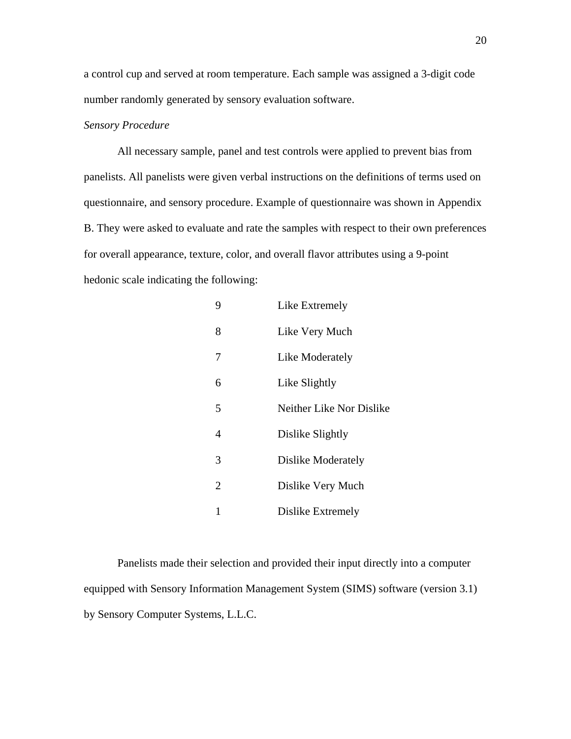a control cup and served at room temperature. Each sample was assigned a 3-digit code number randomly generated by sensory evaluation software.

*Sensory Procedure*

All necessary sample, panel and test controls were applied to prevent bias from panelists. All panelists were given verbal instructions on the definitions of terms used on questionnaire, and sensory procedure. Example of questionnaire was shown in Appendix B. They were asked to evaluate and rate the samples with respect to their own preferences for overall appearance, texture, color, and overall flavor attributes using a 9-point hedonic scale indicating the following:

| | |
|---|---|
| 9 | Like Extremely |
| 8 | Like Very Much |
| 7 | Like Moderately |
| 6 | Like Slightly |
| 5 | Neither Like Nor Dislike |
| 4 | Dislike Slightly |
| 3 | Dislike Moderately |
| 2 | Dislike Very Much |
| 1 | Dislike Extremely |

Panelists made their selection and provided their input directly into a computer equipped with Sensory Information Management System (SIMS) software (version 3.1) by Sensory Computer Systems, L.L.C.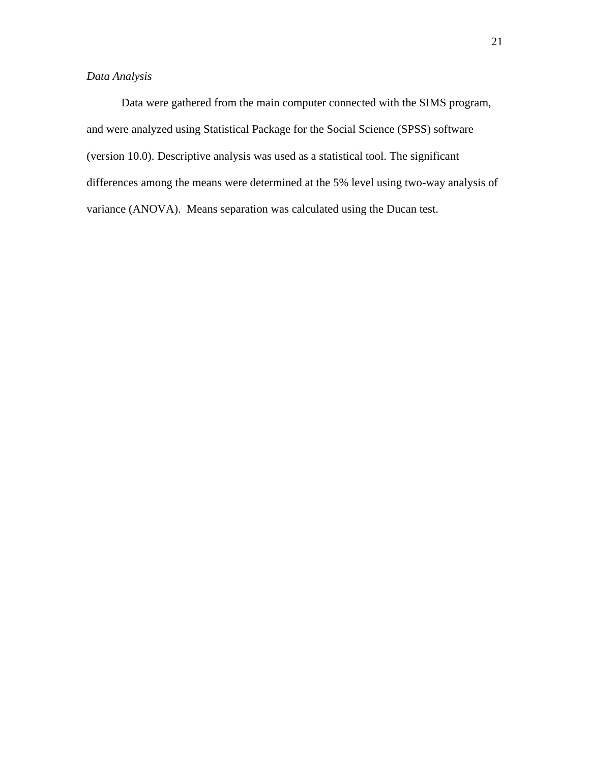*Data Analysis*

Data were gathered from the main computer connected with the SIMS program, and were analyzed using Statistical Package for the Social Science (SPSS) software (version 10.0). Descriptive analysis was used as a statistical tool. The significant differences among the means were determined at the 5% level using two-way analysis of variance (ANOVA). Means separation was calculated using the Ducan test.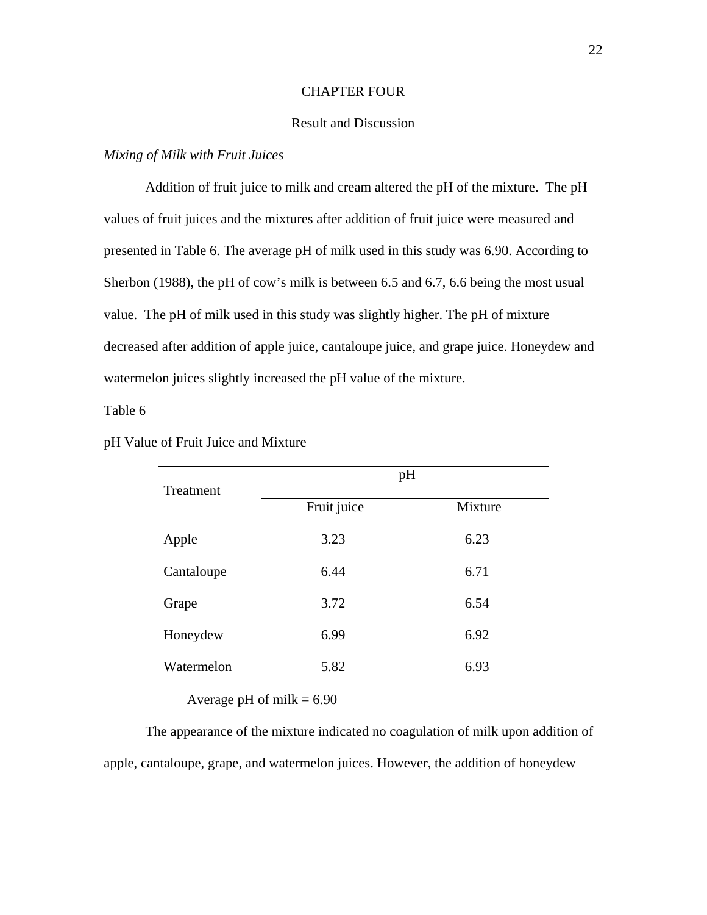# CHAPTER FOUR

## Result and Discussion

*Mixing of Milk with Fruit Juices*

Addition of fruit juice to milk and cream altered the pH of the mixture. The pH values of fruit juices and the mixtures after addition of fruit juice were measured and presented in Table 6. The average pH of milk used in this study was 6.90. According to Sherbon (1988), the pH of cow's milk is between 6.5 and 6.7, 6.6 being the most usual value. The pH of milk used in this study was slightly higher. The pH of mixture decreased after addition of apple juice, cantaloupe juice, and grape juice. Honeydew and watermelon juices slightly increased the pH value of the mixture.

Table 6

pH Value of Fruit Juice and Mixture

| Treatment | pH | |
|---|---|---|
| | Fruit juice | Mixture |
| Apple | 3.23 | 6.23 |
| Cantaloupe | 6.44 | 6.71 |
| Grape | 3.72 | 6.54 |
| Honeydew | 6.99 | 6.92 |
| Watermelon | 5.82 | 6.93 |

Average pH of milk = 6.90

The appearance of the mixture indicated no coagulation of milk upon addition of apple, cantaloupe, grape, and watermelon juices. However, the addition of honeydew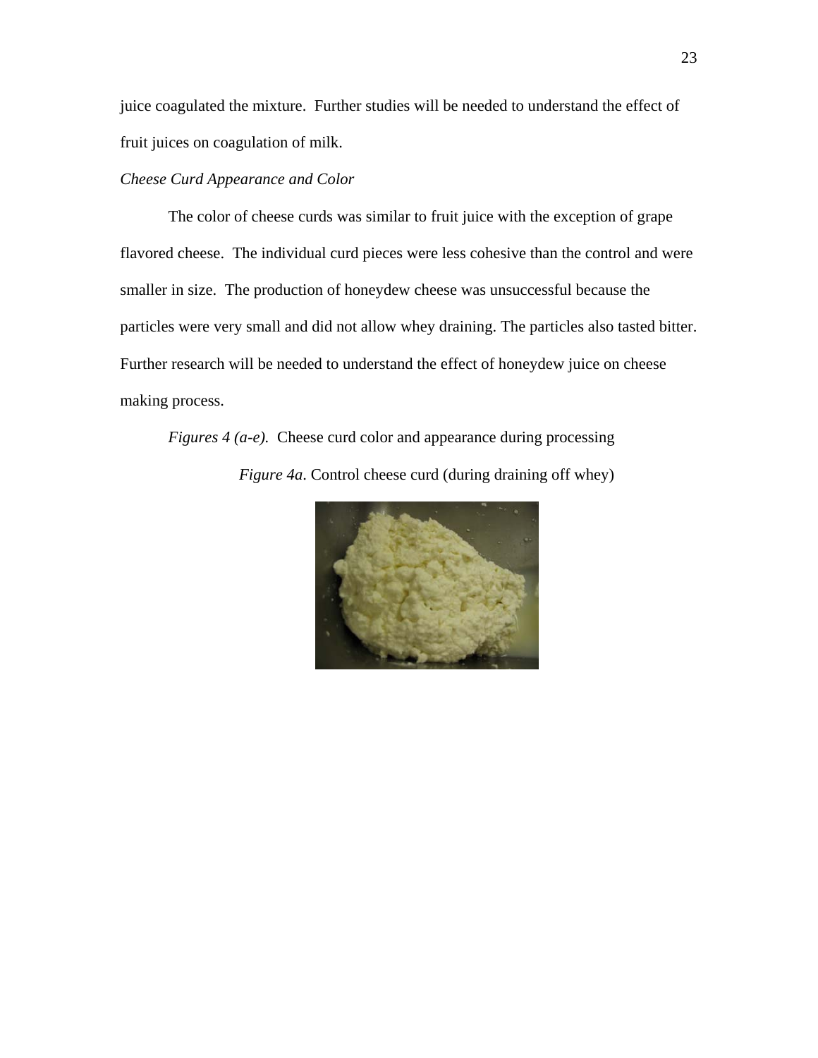juice coagulated the mixture. Further studies will be needed to understand the effect of fruit juices on coagulation of milk.

### *Cheese Curd Appearance and Color*

The color of cheese curds was similar to fruit juice with the exception of grape flavored cheese. The individual curd pieces were less cohesive than the control and were smaller in size. The production of honeydew cheese was unsuccessful because the particles were very small and did not allow whey draining. The particles also tasted bitter. Further research will be needed to understand the effect of honeydew juice on cheese making process.

*Figures 4 (a-e).* Cheese curd color and appearance during processing

*Figure 4a*. Control cheese curd (during draining off whey)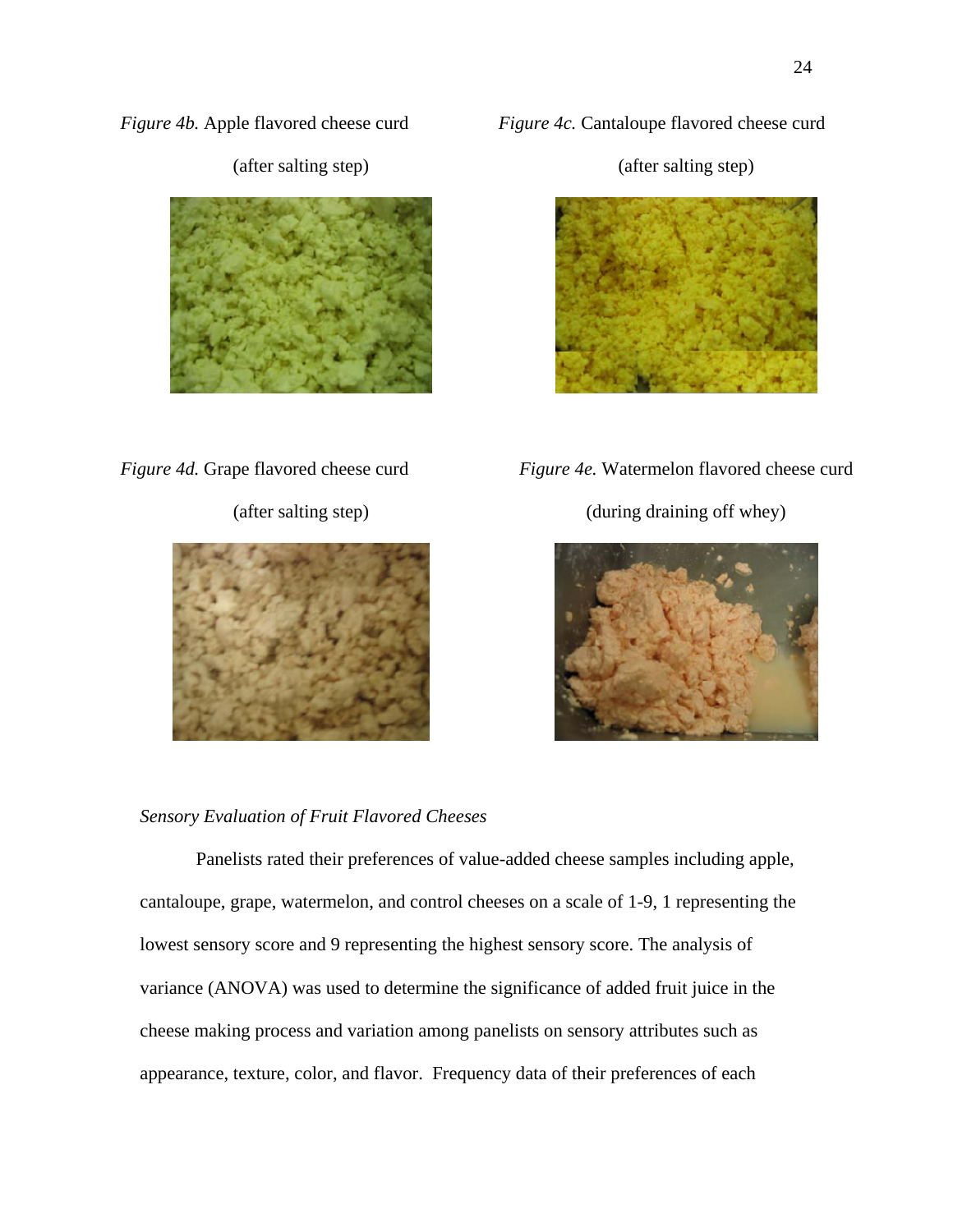*Figure 4b.* Apple flavored cheese curd

(after salting step)

*Figure 4c.* Cantaloupe flavored cheese curd

(after salting step)

*Figure 4d.* Grape flavored cheese curd

(after salting step)

*Figure 4e.* Watermelon flavored cheese curd

(during draining off whey)

*Sensory Evaluation of Fruit Flavored Cheeses*

Panelists rated their preferences of value-added cheese samples including apple, cantaloupe, grape, watermelon, and control cheeses on a scale of 1-9, 1 representing the lowest sensory score and 9 representing the highest sensory score. The analysis of variance (ANOVA) was used to determine the significance of added fruit juice in the cheese making process and variation among panelists on sensory attributes such as appearance, texture, color, and flavor. Frequency data of their preferences of each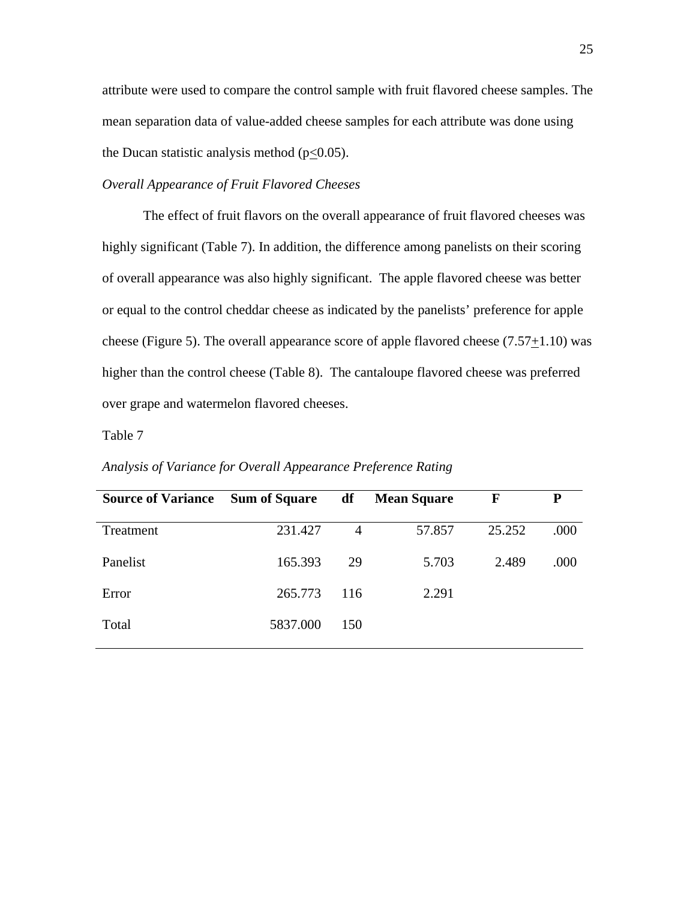attribute were used to compare the control sample with fruit flavored cheese samples. The mean separation data of value-added cheese samples for each attribute was done using the Ducan statistic analysis method ($p \leq 0.05$).

*Overall Appearance of Fruit Flavored Cheeses*

The effect of fruit flavors on the overall appearance of fruit flavored cheeses was highly significant (Table 7). In addition, the difference among panelists on their scoring of overall appearance was also highly significant. The apple flavored cheese was better or equal to the control cheddar cheese as indicated by the panelists' preference for apple cheese (Figure 5). The overall appearance score of apple flavored cheese ($7.57 \pm 1.10$) was higher than the control cheese (Table 8). The cantaloupe flavored cheese was preferred over grape and watermelon flavored cheeses.

Table 7

*Analysis of Variance for Overall Appearance Preference Rating*

| Source of Variance | Sum of Square | df | Mean Square | F | P |
|---|---|---|---|---|---|
| Treatment | 231.427 | 4 | 57.857 | 25.252 | .000 |
| Panelist | 165.393 | 29 | 5.703 | 2.489 | .000 |
| Error | 265.773 | 116 | 2.291 | | |
| Total | 5837.000 | 150 | | | |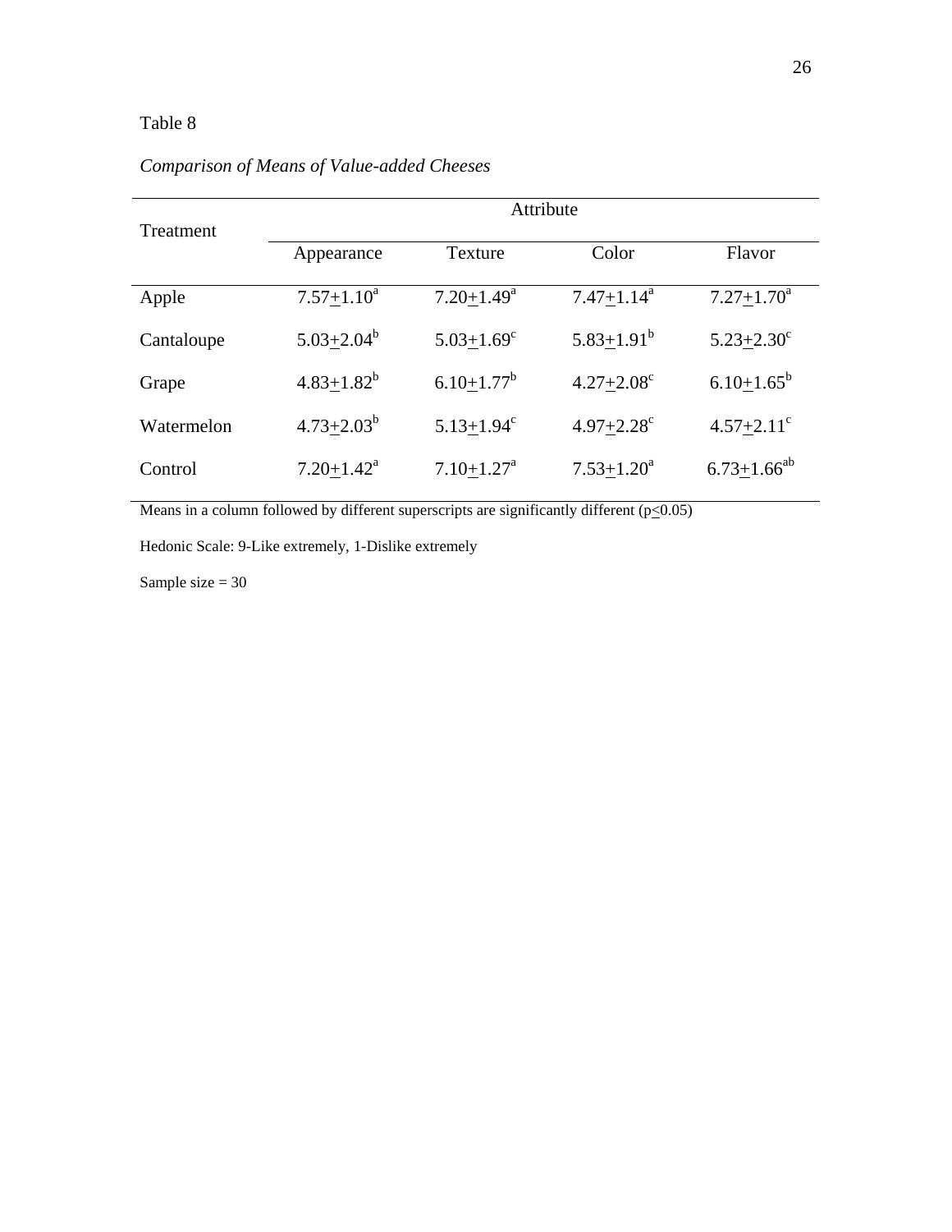Table 8

*Comparison of Means of Value-added Cheeses*

| Treatment | Attribute | | | |
|---|---|---|---|---|
| | Appearance | Texture | Color | Flavor |
| Apple | $7.57 \pm 1.10^{a}$ | $7.20 \pm 1.49^{a}$ | $7.47 \pm 1.14^{a}$ | $7.27 \pm 1.70^{a}$ |
| Cantaloupe | $5.03 \pm 2.04^{b}$ | $5.03 \pm 1.69^{c}$ | $5.83 \pm 1.91^{b}$ | $5.23 \pm 2.30^{c}$ |
| Grape | $4.83 \pm 1.82^{b}$ | $6.10 \pm 1.77^{b}$ | $4.27 \pm 2.08^{c}$ | $6.10 \pm 1.65^{b}$ |
| Watermelon | $4.73 \pm 2.03^{b}$ | $5.13 \pm 1.94^{c}$ | $4.97 \pm 2.28^{c}$ | $4.57 \pm 2.11^{c}$ |
| Control | $7.20 \pm 1.42^{a}$ | $7.10 \pm 1.27^{a}$ | $7.53 \pm 1.20^{a}$ | $6.73 \pm 1.66^{ab}$ |

Means in a column followed by different superscripts are significantly different ($p \leq 0.05$)

Hedonic Scale: 9-Like extremely, 1-Dislike extremely

Sample size = 30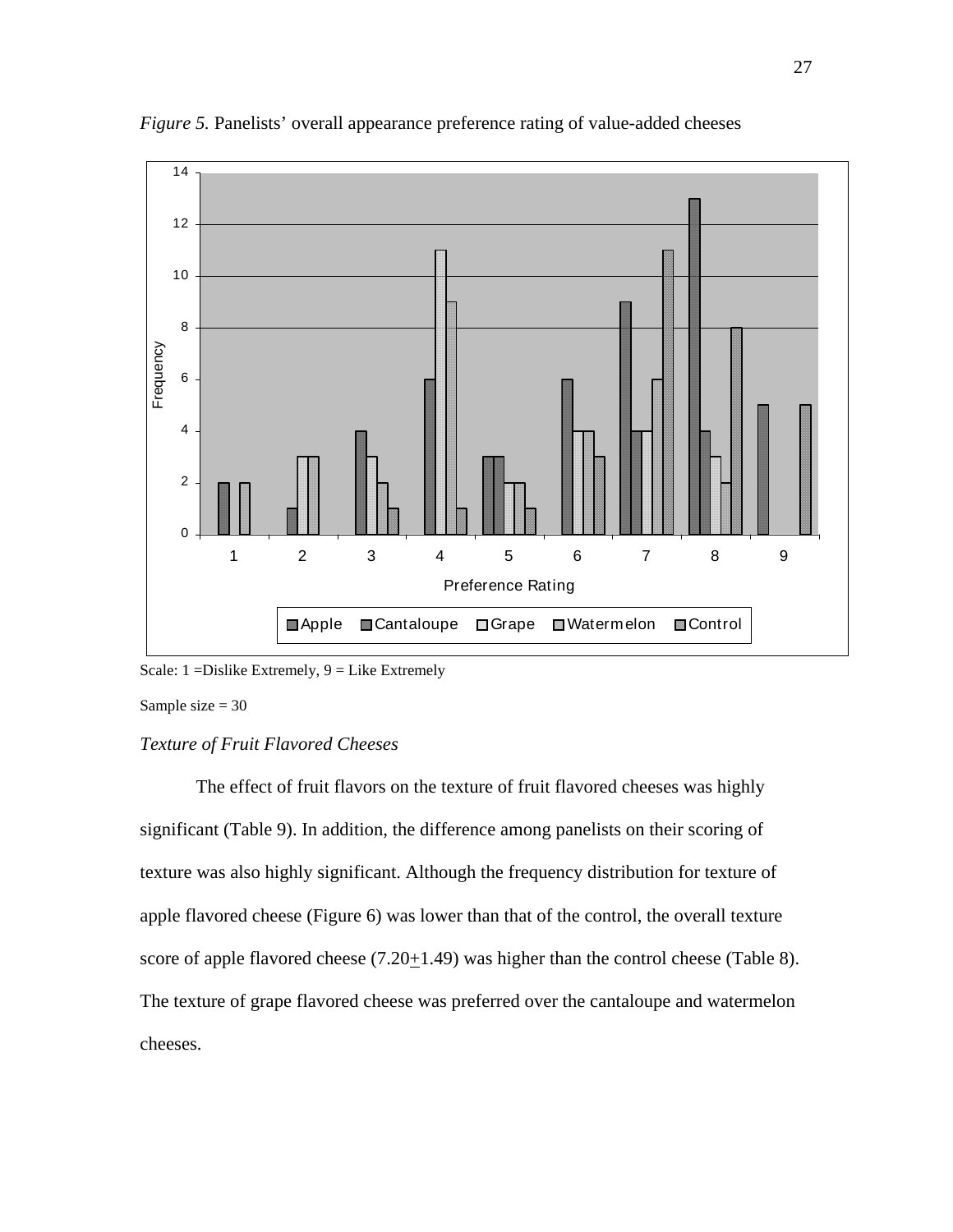*Figure 5.* Panelists' overall appearance preference rating of value-added cheeses

Scale: 1 =Dislike Extremely, 9 = Like Extremely

Sample size = 30

### *Texture of Fruit Flavored Cheeses*

The effect of fruit flavors on the texture of fruit flavored cheeses was highly significant (Table 9). In addition, the difference among panelists on their scoring of texture was also highly significant. Although the frequency distribution for texture of apple flavored cheese (Figure 6) was lower than that of the control, the overall texture score of apple flavored cheese (7.20$\pm$1.49) was higher than the control cheese (Table 8). The texture of grape flavored cheese was preferred over the cantaloupe and watermelon cheeses.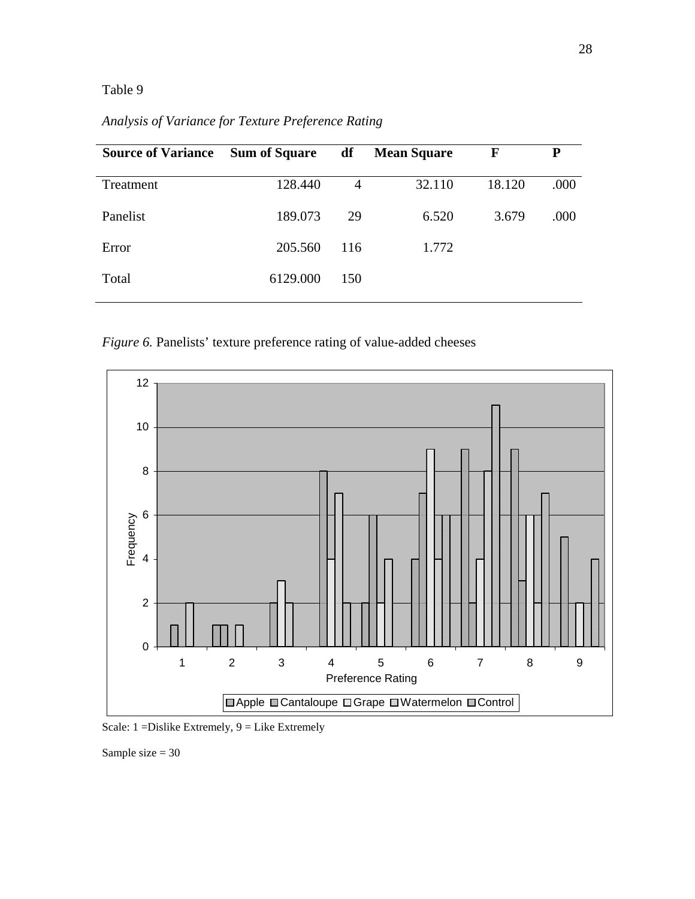Table 9

*Analysis of Variance for Texture Preference Rating*

| Source of Variance | Sum of Square | df | Mean Square | F | P |
|---|---|---|---|---|---|
| Treatment | 128.440 | 4 | 32.110 | 18.120 | .000 |
| Panelist | 189.073 | 29 | 6.520 | 3.679 | .000 |
| Error | 205.560 | 116 | 1.772 | | |
| Total | 6129.000 | 150 | | | |

*Figure 6.* Panelists' texture preference rating of value-added cheeses

Scale: 1 =Dislike Extremely, 9 = Like Extremely

Sample size = 30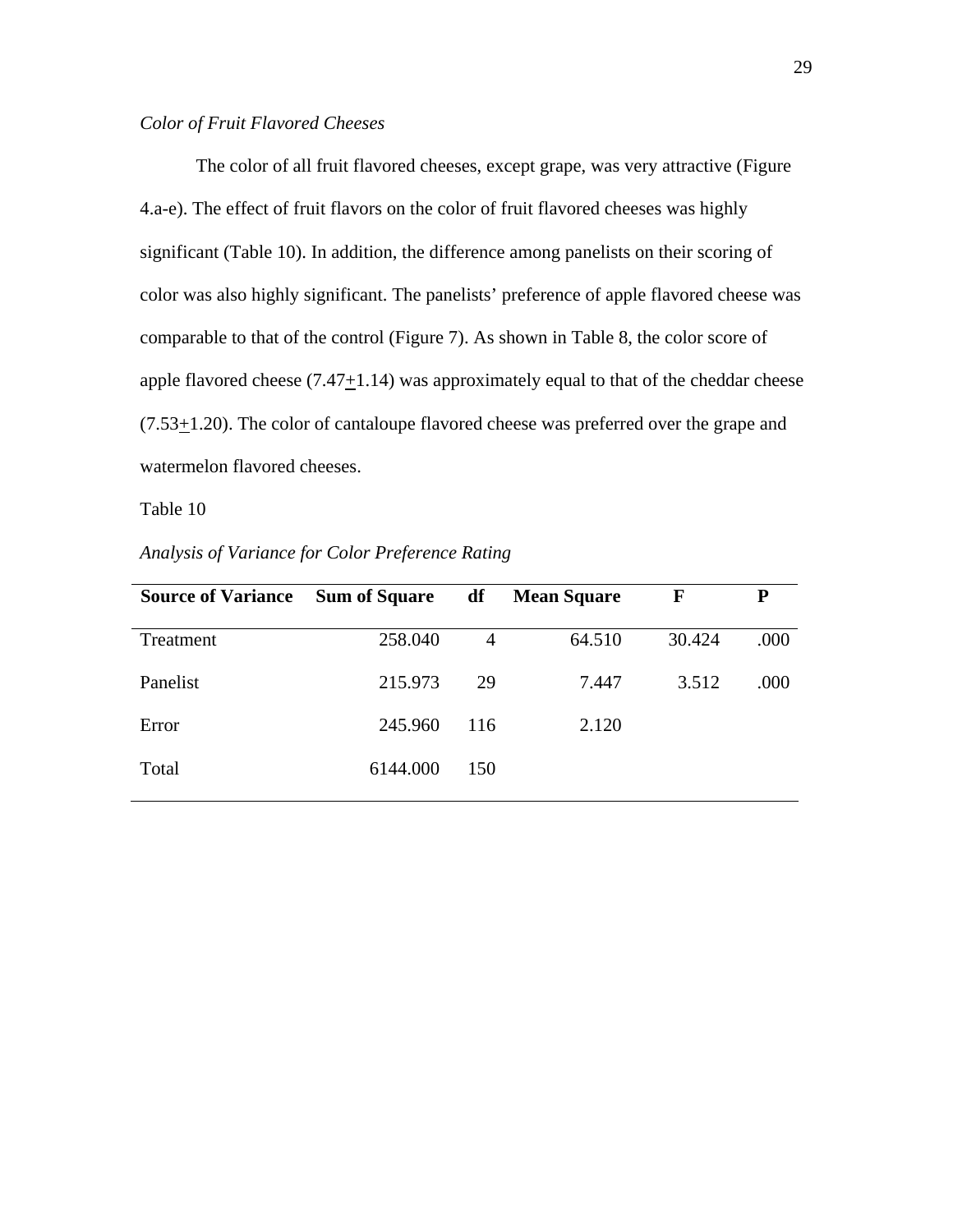*Color of Fruit Flavored Cheeses*

The color of all fruit flavored cheeses, except grape, was very attractive (Figure 4.a-e). The effect of fruit flavors on the color of fruit flavored cheeses was highly significant (Table 10). In addition, the difference among panelists on their scoring of color was also highly significant. The panelists' preference of apple flavored cheese was comparable to that of the control (Figure 7). As shown in Table 8, the color score of apple flavored cheese ($7.47 \pm 1.14$) was approximately equal to that of the cheddar cheese ($7.53 \pm 1.20$). The color of cantaloupe flavored cheese was preferred over the grape and watermelon flavored cheeses.

Table 10

*Analysis of Variance for Color Preference Rating*

| **Source of Variance** | **Sum of Square** | **df** | **Mean Square** | **F** | **P** |
|---|---:|---:|---:|---:|---:|
| Treatment | 258.040 | 4 | 64.510 | 30.424 | .000 |
| Panelist | 215.973 | 29 | 7.447 | 3.512 | .000 |
| Error | 245.960 | 116 | 2.120 | | |
| Total | 6144.000 | 150 | | | |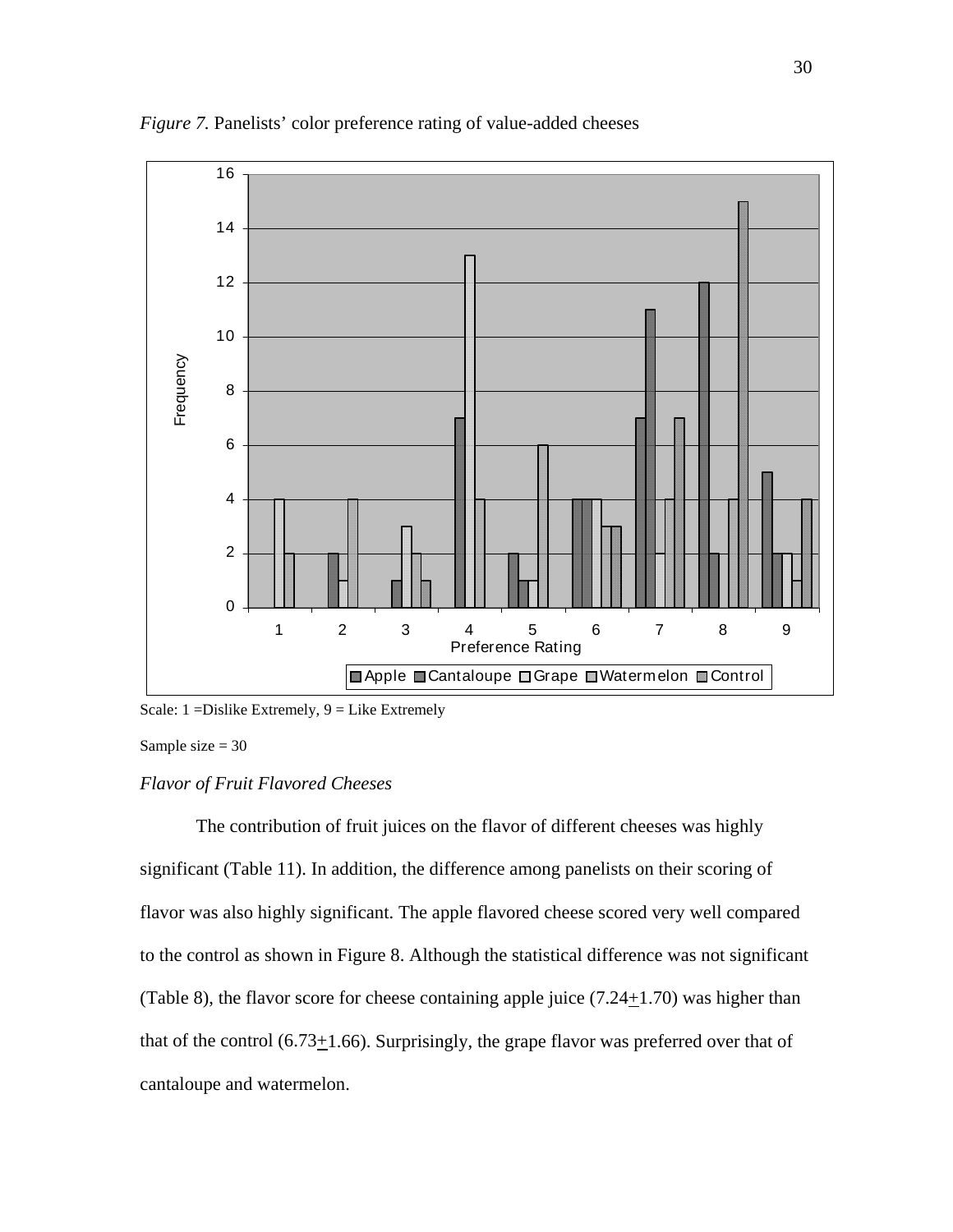*Figure 7.* Panelists' color preference rating of value-added cheeses

Scale: 1 =Dislike Extremely, 9 = Like Extremely

Sample size = 30

*Flavor of Fruit Flavored Cheeses*

The contribution of fruit juices on the flavor of different cheeses was highly significant (Table 11). In addition, the difference among panelists on their scoring of flavor was also highly significant. The apple flavored cheese scored very well compared to the control as shown in Figure 8. Although the statistical difference was not significant (Table 8), the flavor score for cheese containing apple juice (7.24±1.70) was higher than that of the control (6.73±1.66). Surprisingly, the grape flavor was preferred over that of cantaloupe and watermelon.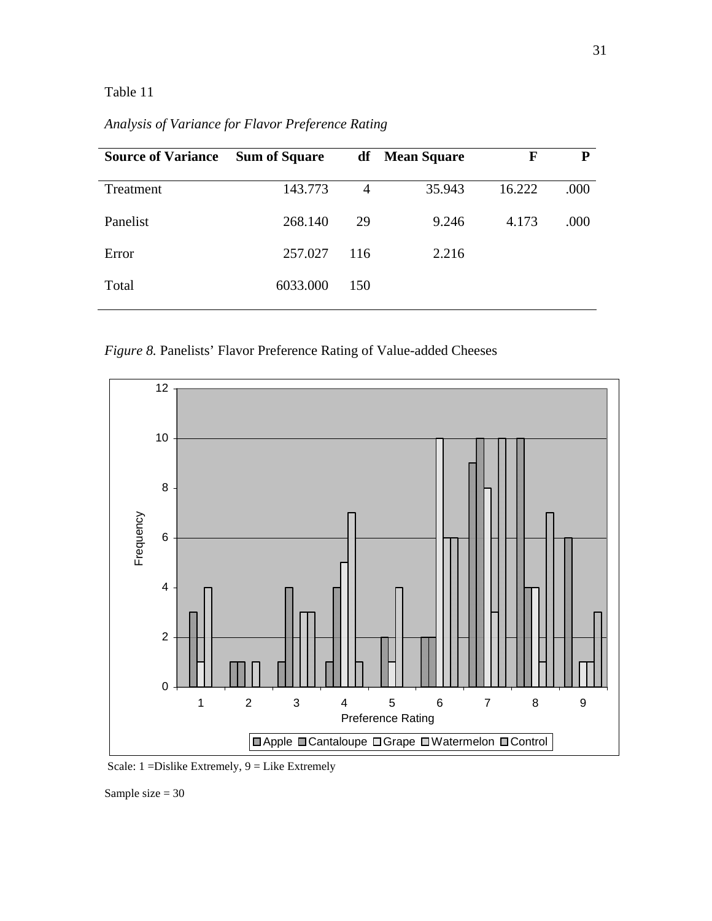Table 11

*Analysis of Variance for Flavor Preference Rating*

| Source of Variance | Sum of Square | df | Mean Square | F | P |
|---|---|---|---|---|---|
| Treatment | 143.773 | 4 | 35.943 | 16.222 | .000 |
| Panelist | 268.140 | 29 | 9.246 | 4.173 | .000 |
| Error | 257.027 | 116 | 2.216 | | |
| Total | 6033.000 | 150 | | | |

*Figure 8.* Panelists' Flavor Preference Rating of Value-added Cheeses

Scale: 1 =Dislike Extremely, 9 = Like Extremely

Sample size = 30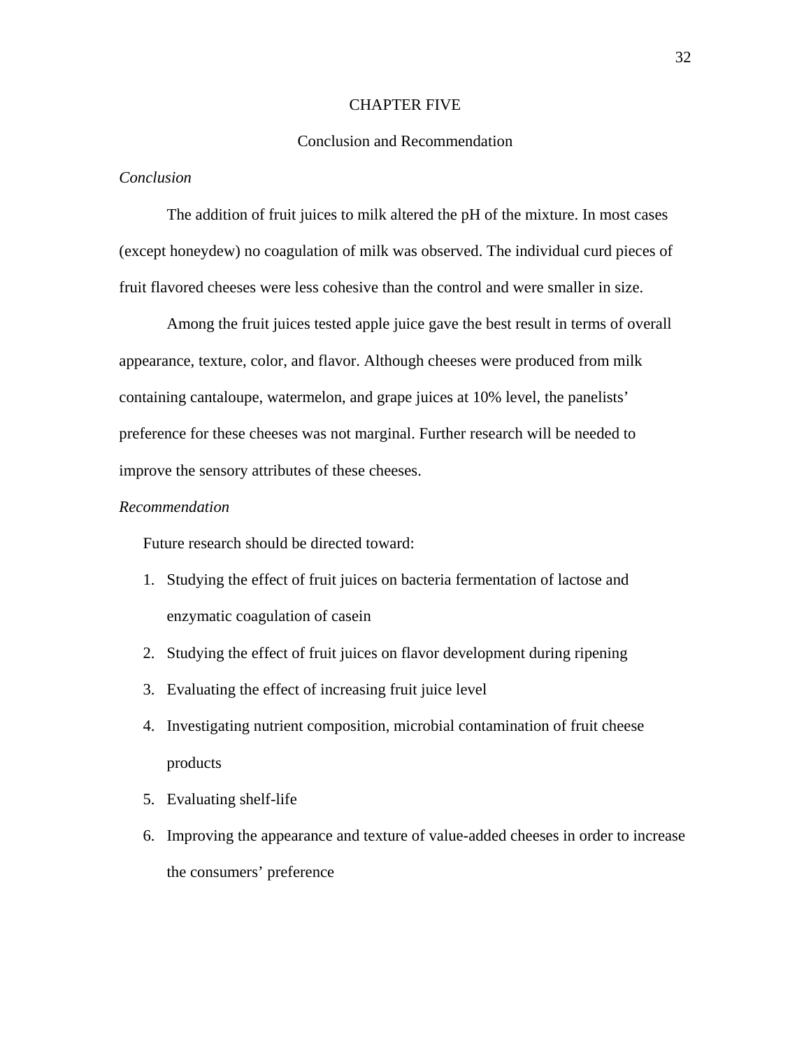# CHAPTER FIVE

## Conclusion and Recommendation

### *Conclusion*

The addition of fruit juices to milk altered the pH of the mixture. In most cases (except honeydew) no coagulation of milk was observed. The individual curd pieces of fruit flavored cheeses were less cohesive than the control and were smaller in size.

Among the fruit juices tested apple juice gave the best result in terms of overall appearance, texture, color, and flavor. Although cheeses were produced from milk containing cantaloupe, watermelon, and grape juices at 10% level, the panelists' preference for these cheeses was not marginal. Further research will be needed to improve the sensory attributes of these cheeses.

### *Recommendation*

Future research should be directed toward:

1. Studying the effect of fruit juices on bacteria fermentation of lactose and enzymatic coagulation of casein
2. Studying the effect of fruit juices on flavor development during ripening
3. Evaluating the effect of increasing fruit juice level
4. Investigating nutrient composition, microbial contamination of fruit cheese products
5. Evaluating shelf-life
6. Improving the appearance and texture of value-added cheeses in order to increase the consumers' preference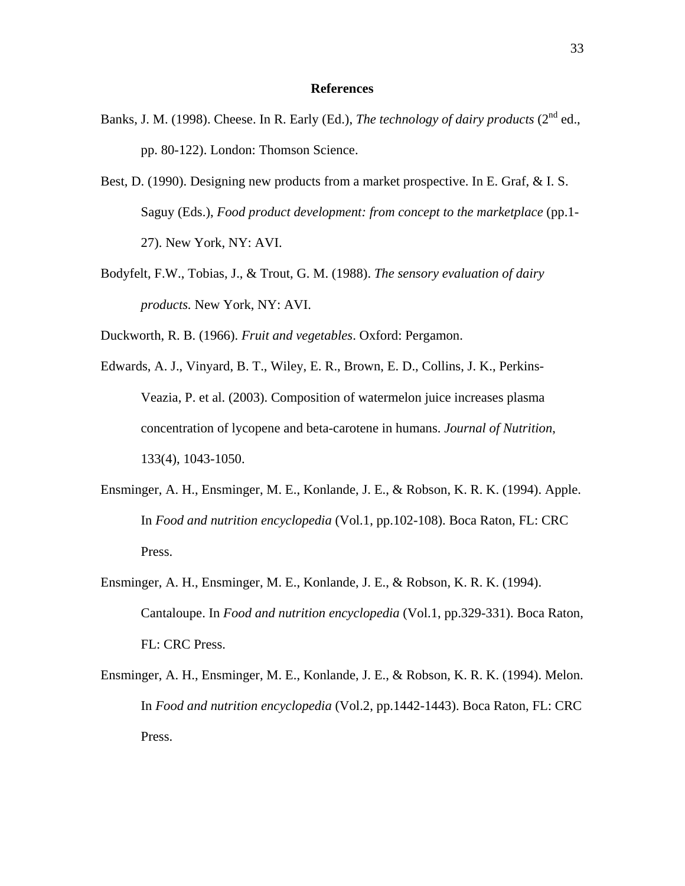## References

Banks, J. M. (1998). Cheese. In R. Early (Ed.), *The technology of dairy products* (2nd ed., pp. 80-122). London: Thomson Science.

Best, D. (1990). Designing new products from a market prospective. In E. Graf, & I. S. Saguy (Eds.), *Food product development: from concept to the marketplace* (pp.1-27). New York, NY: AVI.

Bodyfelt, F.W., Tobias, J., & Trout, G. M. (1988). *The sensory evaluation of dairy products.* New York, NY: AVI.

Duckworth, R. B. (1966). *Fruit and vegetables*. Oxford: Pergamon.

Edwards, A. J., Vinyard, B. T., Wiley, E. R., Brown, E. D., Collins, J. K., Perkins-Veazia, P. et al. (2003). Composition of watermelon juice increases plasma concentration of lycopene and beta-carotene in humans. *Journal of Nutrition*, 133(4), 1043-1050.

Ensminger, A. H., Ensminger, M. E., Konlande, J. E., & Robson, K. R. K. (1994). Apple. In *Food and nutrition encyclopedia* (Vol.1, pp.102-108). Boca Raton, FL: CRC Press.

Ensminger, A. H., Ensminger, M. E., Konlande, J. E., & Robson, K. R. K. (1994). Cantaloupe. In *Food and nutrition encyclopedia* (Vol.1, pp.329-331). Boca Raton, FL: CRC Press.

Ensminger, A. H., Ensminger, M. E., Konlande, J. E., & Robson, K. R. K. (1994). Melon. In *Food and nutrition encyclopedia* (Vol.2, pp.1442-1443). Boca Raton, FL: CRC Press.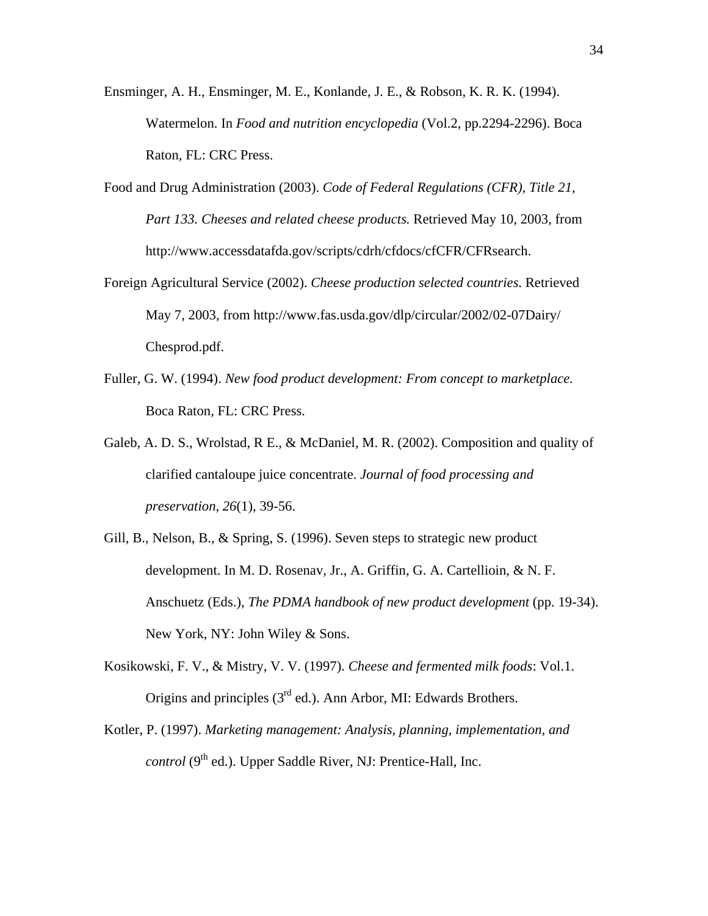Ensminger, A. H., Ensminger, M. E., Konlande, J. E., & Robson, K. R. K. (1994). Watermelon. In *Food and nutrition encyclopedia* (Vol.2, pp.2294-2296). Boca Raton, FL: CRC Press.

Food and Drug Administration (2003). *Code of Federal Regulations (CFR), Title 21, Part 133. Cheeses and related cheese products.* Retrieved May 10, 2003, from http://www.accessdatafda.gov/scripts/cdrh/cfdocs/cfCFR/CFRsearch.

Foreign Agricultural Service (2002). *Cheese production selected countries.* Retrieved May 7, 2003, from http://www.fas.usda.gov/dlp/circular/2002/02-07Dairy/ Chesprod.pdf.

Fuller, G. W. (1994). *New food product development: From concept to marketplace.* Boca Raton, FL: CRC Press.

Galeb, A. D. S., Wrolstad, R E., & McDaniel, M. R. (2002). Composition and quality of clarified cantaloupe juice concentrate. *Journal of food processing and preservation*, *26*(1), 39-56.

Gill, B., Nelson, B., & Spring, S. (1996). Seven steps to strategic new product development. In M. D. Rosenav, Jr., A. Griffin, G. A. Cartellioin, & N. F. Anschuetz (Eds.), *The PDMA handbook of new product development* (pp. 19-34). New York, NY: John Wiley & Sons.

Kosikowski, F. V., & Mistry, V. V. (1997). *Cheese and fermented milk foods*: Vol.1. Origins and principles (3rd ed.). Ann Arbor, MI: Edwards Brothers.

Kotler, P. (1997). *Marketing management: Analysis, planning, implementation, and control* (9th ed.). Upper Saddle River, NJ: Prentice-Hall, Inc.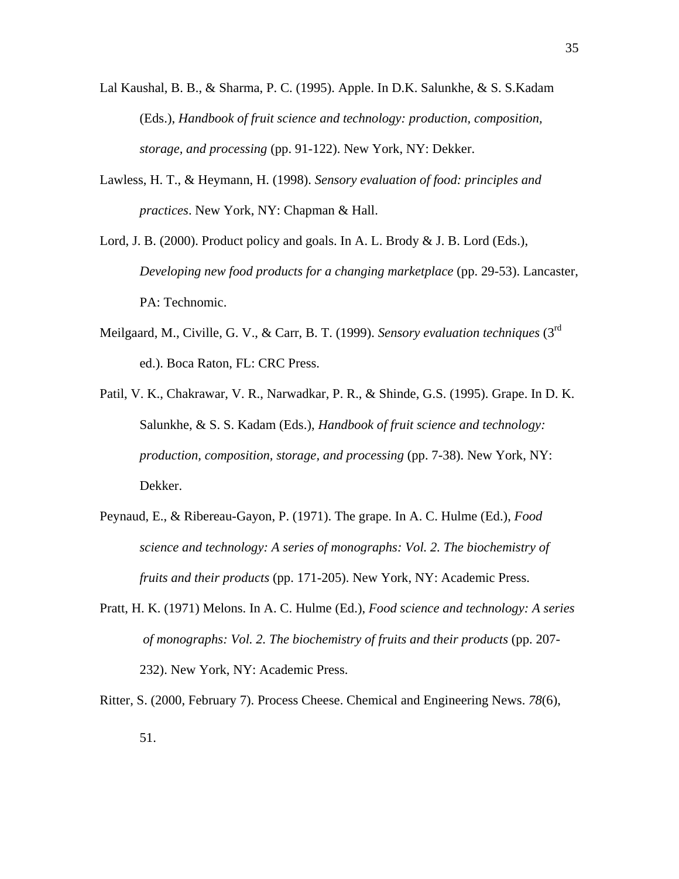Lal Kaushal, B. B., & Sharma, P. C. (1995). Apple. In D.K. Salunkhe, & S. S.Kadam (Eds.), *Handbook of fruit science and technology: production, composition, storage, and processing* (pp. 91-122). New York, NY: Dekker.

Lawless, H. T., & Heymann, H. (1998). *Sensory evaluation of food: principles and practices*. New York, NY: Chapman & Hall.

Lord, J. B. (2000). Product policy and goals. In A. L. Brody & J. B. Lord (Eds.), *Developing new food products for a changing marketplace* (pp. 29-53). Lancaster, PA: Technomic.

Meilgaard, M., Civille, G. V., & Carr, B. T. (1999). *Sensory evaluation techniques* (3rd ed.). Boca Raton, FL: CRC Press.

Patil, V. K., Chakrawar, V. R., Narwadkar, P. R., & Shinde, G.S. (1995). Grape. In D. K. Salunkhe, & S. S. Kadam (Eds.), *Handbook of fruit science and technology: production, composition, storage, and processing* (pp. 7-38). New York, NY: Dekker.

Peynaud, E., & Ribereau-Gayon, P. (1971). The grape. In A. C. Hulme (Ed.), *Food science and technology: A series of monographs: Vol. 2. The biochemistry of fruits and their products* (pp. 171-205). New York, NY: Academic Press.

Pratt, H. K. (1971) Melons. In A. C. Hulme (Ed.), *Food science and technology: A series of monographs: Vol. 2. The biochemistry of fruits and their products* (pp. 207-232). New York, NY: Academic Press.

Ritter, S. (2000, February 7). Process Cheese. Chemical and Engineering News. *78*(6), 51.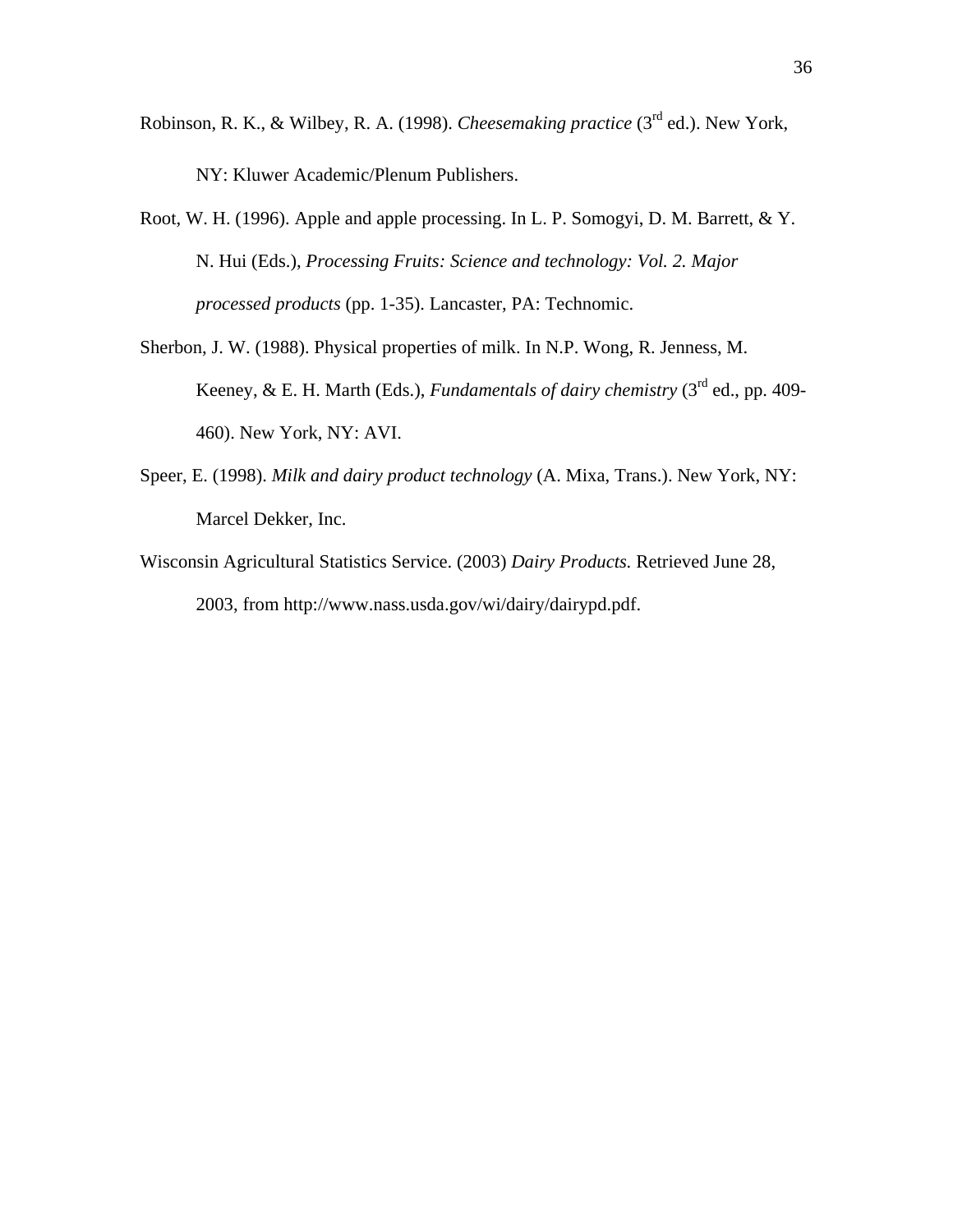Robinson, R. K., & Wilbey, R. A. (1998). *Cheesemaking practice* (3rd ed.). New York, NY: Kluwer Academic/Plenum Publishers.

Root, W. H. (1996). Apple and apple processing. In L. P. Somogyi, D. M. Barrett, & Y. N. Hui (Eds.), *Processing Fruits: Science and technology: Vol. 2. Major processed products* (pp. 1-35). Lancaster, PA: Technomic.

Sherbon, J. W. (1988). Physical properties of milk. In N.P. Wong, R. Jenness, M. Keeney, & E. H. Marth (Eds.), *Fundamentals of dairy chemistry* (3rd ed., pp. 409-460). New York, NY: AVI.

Speer, E. (1998). *Milk and dairy product technology* (A. Mixa, Trans.). New York, NY: Marcel Dekker, Inc.

Wisconsin Agricultural Statistics Service. (2003) *Dairy Products.* Retrieved June 28, 2003, from http://www.nass.usda.gov/wi/dairy/dairypd.pdf.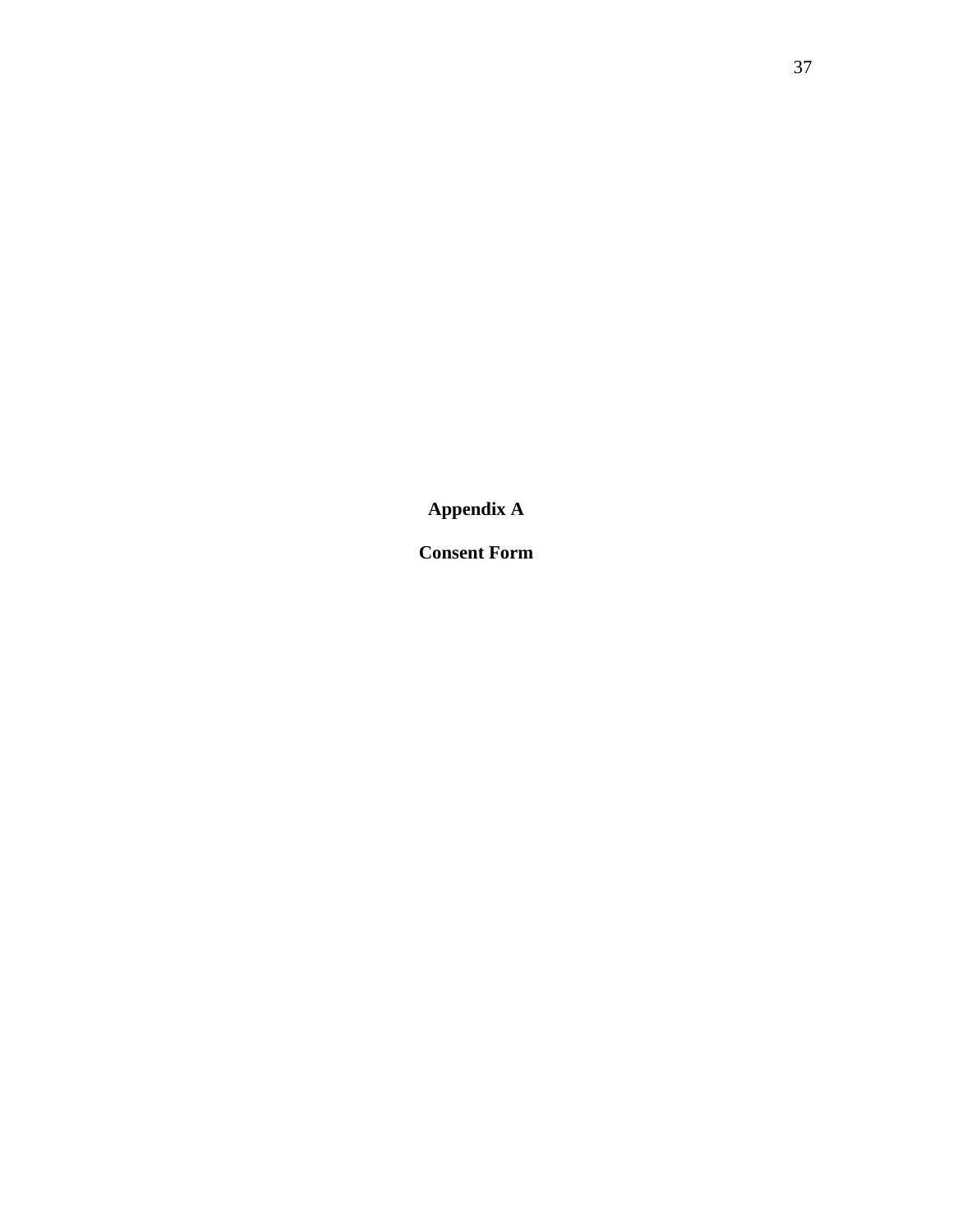# Appendix A

## Consent Form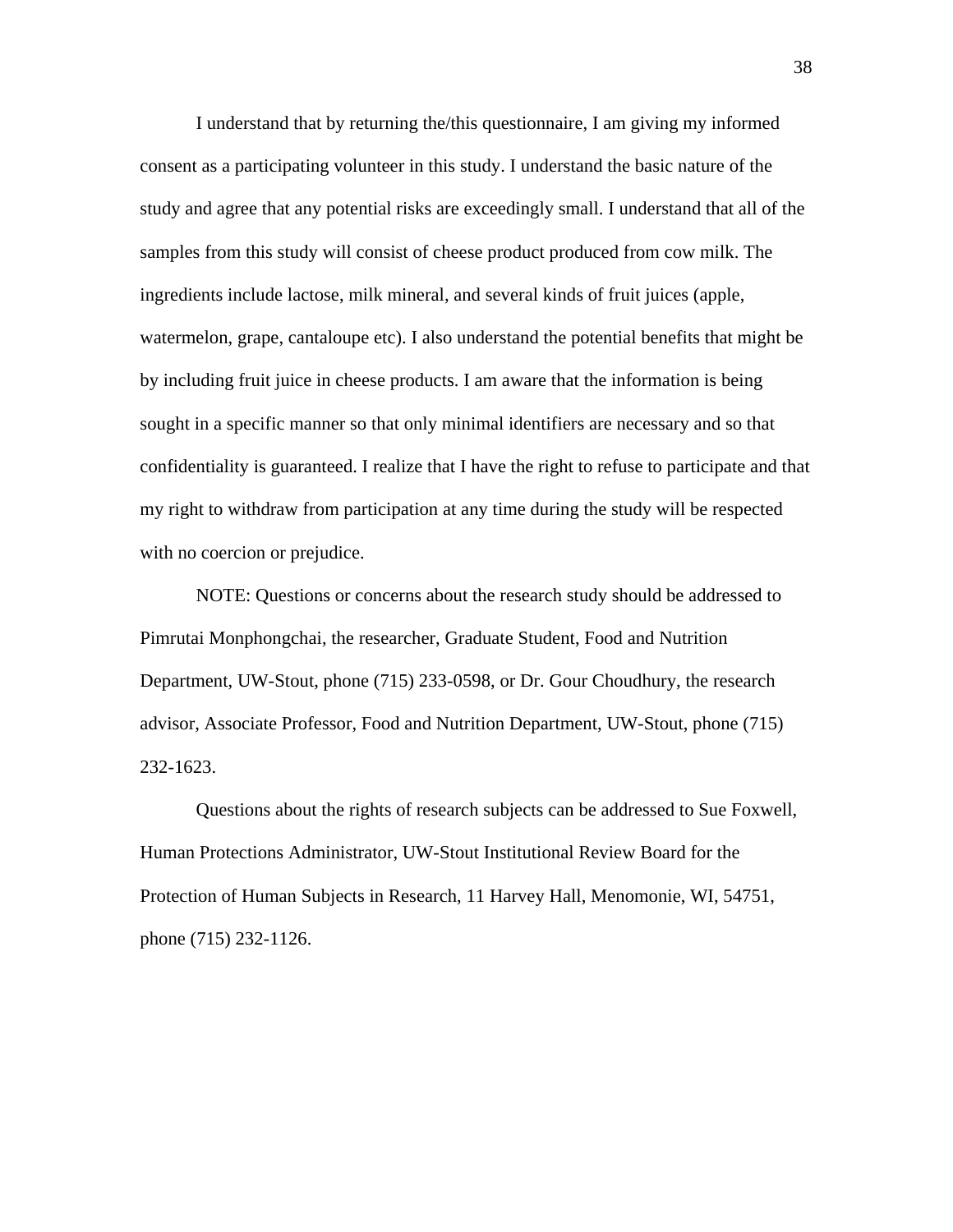I understand that by returning the/this questionnaire, I am giving my informed consent as a participating volunteer in this study. I understand the basic nature of the study and agree that any potential risks are exceedingly small. I understand that all of the samples from this study will consist of cheese product produced from cow milk. The ingredients include lactose, milk mineral, and several kinds of fruit juices (apple, watermelon, grape, cantaloupe etc). I also understand the potential benefits that might be by including fruit juice in cheese products. I am aware that the information is being sought in a specific manner so that only minimal identifiers are necessary and so that confidentiality is guaranteed. I realize that I have the right to refuse to participate and that my right to withdraw from participation at any time during the study will be respected with no coercion or prejudice.

NOTE: Questions or concerns about the research study should be addressed to Pimrutai Monphongchai, the researcher, Graduate Student, Food and Nutrition Department, UW-Stout, phone (715) 233-0598, or Dr. Gour Choudhury, the research advisor, Associate Professor, Food and Nutrition Department, UW-Stout, phone (715) 232-1623.

Questions about the rights of research subjects can be addressed to Sue Foxwell, Human Protections Administrator, UW-Stout Institutional Review Board for the Protection of Human Subjects in Research, 11 Harvey Hall, Menomonie, WI, 54751, phone (715) 232-1126.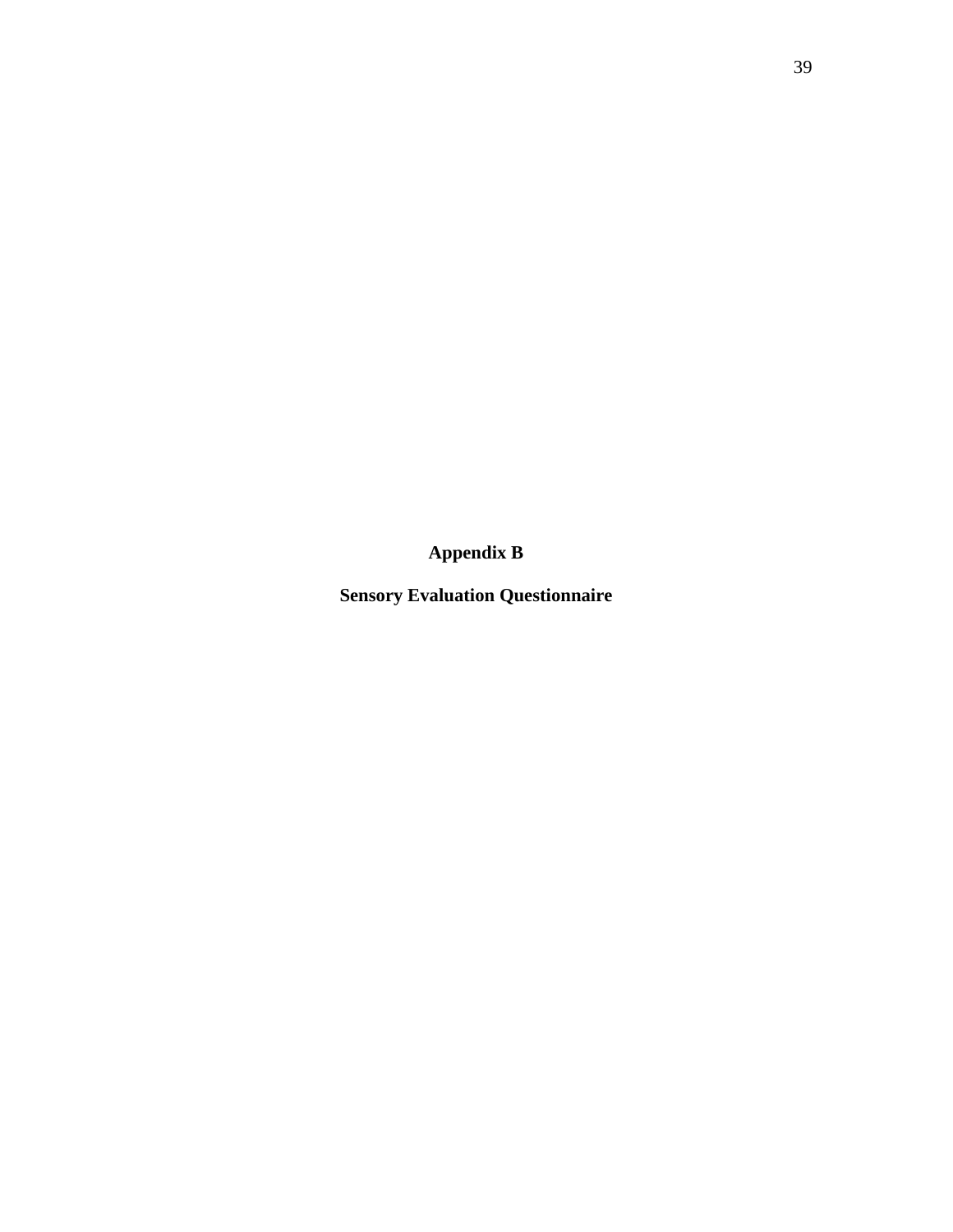# Appendix B

## Sensory Evaluation Questionnaire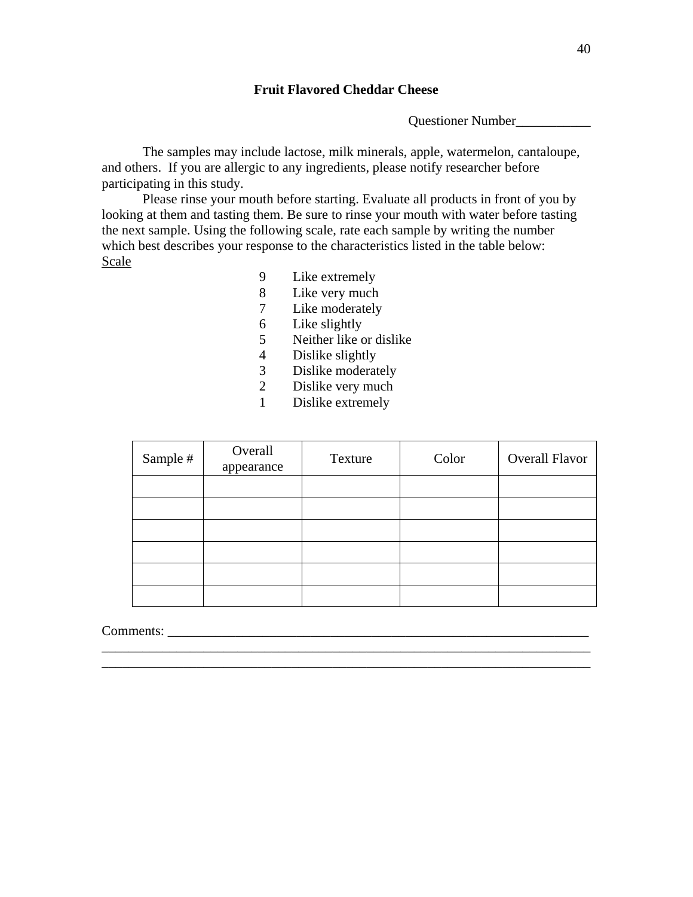**Fruit Flavored Cheddar Cheese**

Questioner Number___________

The samples may include lactose, milk minerals, apple, watermelon, cantaloupe, and others. If you are allergic to any ingredients, please notify researcher before participating in this study.

Please rinse your mouth before starting. Evaluate all products in front of you by looking at them and tasting them. Be sure to rinse your mouth with water before tasting the next sample. Using the following scale, rate each sample by writing the number which best describes your response to the characteristics listed in the table below:

<u>Scale</u>

9 Like extremely
8 Like very much
7 Like moderately
6 Like slightly
5 Neither like or dislike
4 Dislike slightly
3 Dislike moderately
2 Dislike very much
1 Dislike extremely

| Sample # | Overall appearance | Texture | Color | Overall Flavor |
| --- | --- | --- | --- | --- |
| | | | | |
| | | | | |
| | | | | |
| | | | | |
| | | | | |
| | | | | |

Comments: _________________________________________________________________
___________________________________________________________________________
___________________________________________________________________________